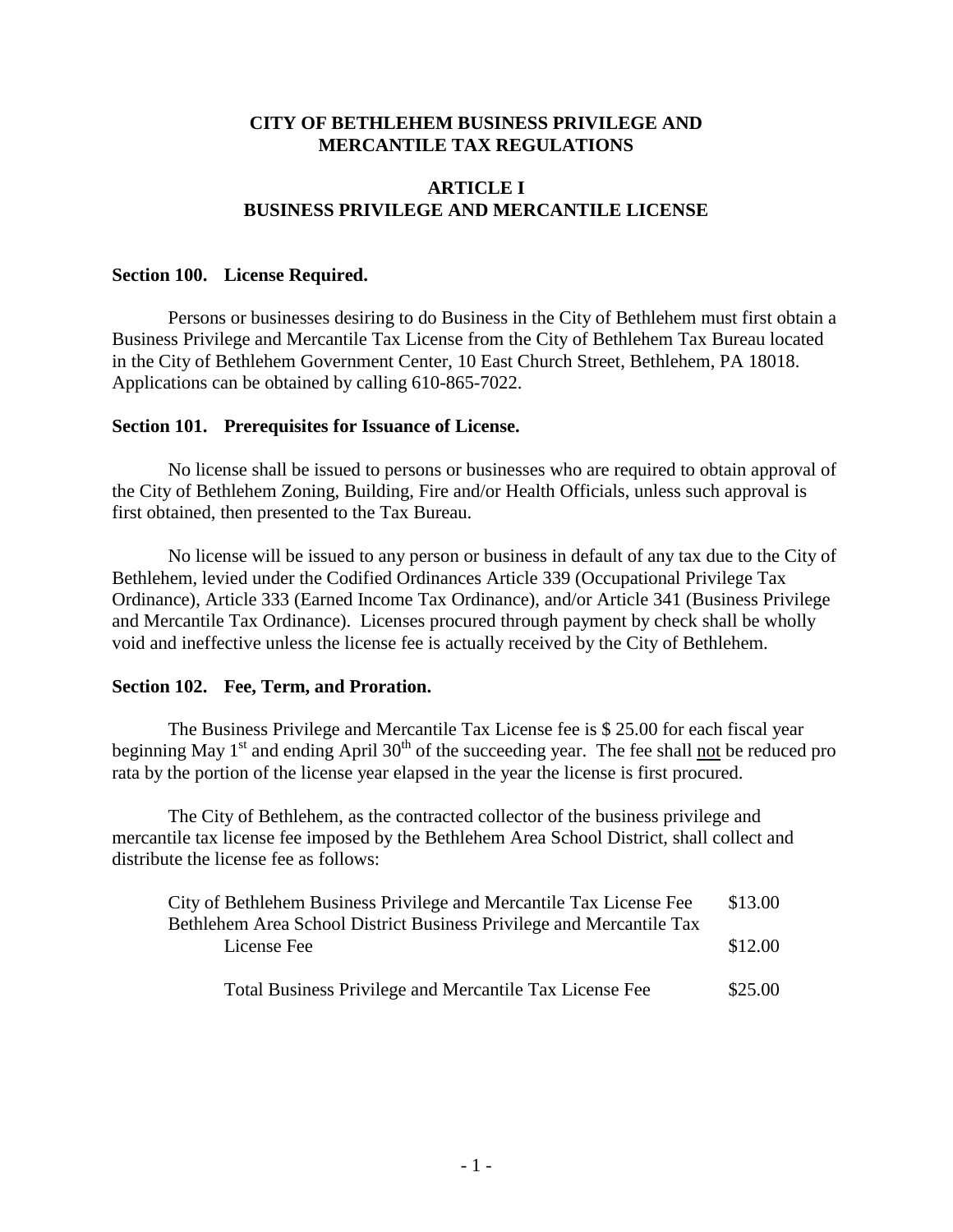# CITY OF BETHLEHEM BUSINESS PRIVILEGE AND MERCANTILE TAX REGULATIONS

## ARTICLE I
## BUSINESS PRIVILEGE AND MERCANTILE LICENSE

### Section 100. License Required.

Persons or businesses desiring to do Business in the City of Bethlehem must first obtain a Business Privilege and Mercantile Tax License from the City of Bethlehem Tax Bureau located in the City of Bethlehem Government Center, 10 East Church Street, Bethlehem, PA 18018. Applications can be obtained by calling 610-865-7022.

### Section 101. Prerequisites for Issuance of License.

No license shall be issued to persons or businesses who are required to obtain approval of the City of Bethlehem Zoning, Building, Fire and/or Health Officials, unless such approval is first obtained, then presented to the Tax Bureau.

No license will be issued to any person or business in default of any tax due to the City of Bethlehem, levied under the Codified Ordinances Article 339 (Occupational Privilege Tax Ordinance), Article 333 (Earned Income Tax Ordinance), and/or Article 341 (Business Privilege and Mercantile Tax Ordinance). Licenses procured through payment by check shall be wholly void and ineffective unless the license fee is actually received by the City of Bethlehem.

### Section 102. Fee, Term, and Proration.

The Business Privilege and Mercantile Tax License fee is $ 25.00 for each fiscal year beginning May 1st and ending April 30th of the succeeding year. The fee shall not be reduced pro rata by the portion of the license year elapsed in the year the license is first procured.

The City of Bethlehem, as the contracted collector of the business privilege and mercantile tax license fee imposed by the Bethlehem Area School District, shall collect and distribute the license fee as follows:

| | |
|---|---|
| City of Bethlehem Business Privilege and Mercantile Tax License Fee | $13.00 |
| Bethlehem Area School District Business Privilege and Mercantile Tax License Fee | $12.00 |
| Total Business Privilege and Mercantile Tax License Fee | $25.00 |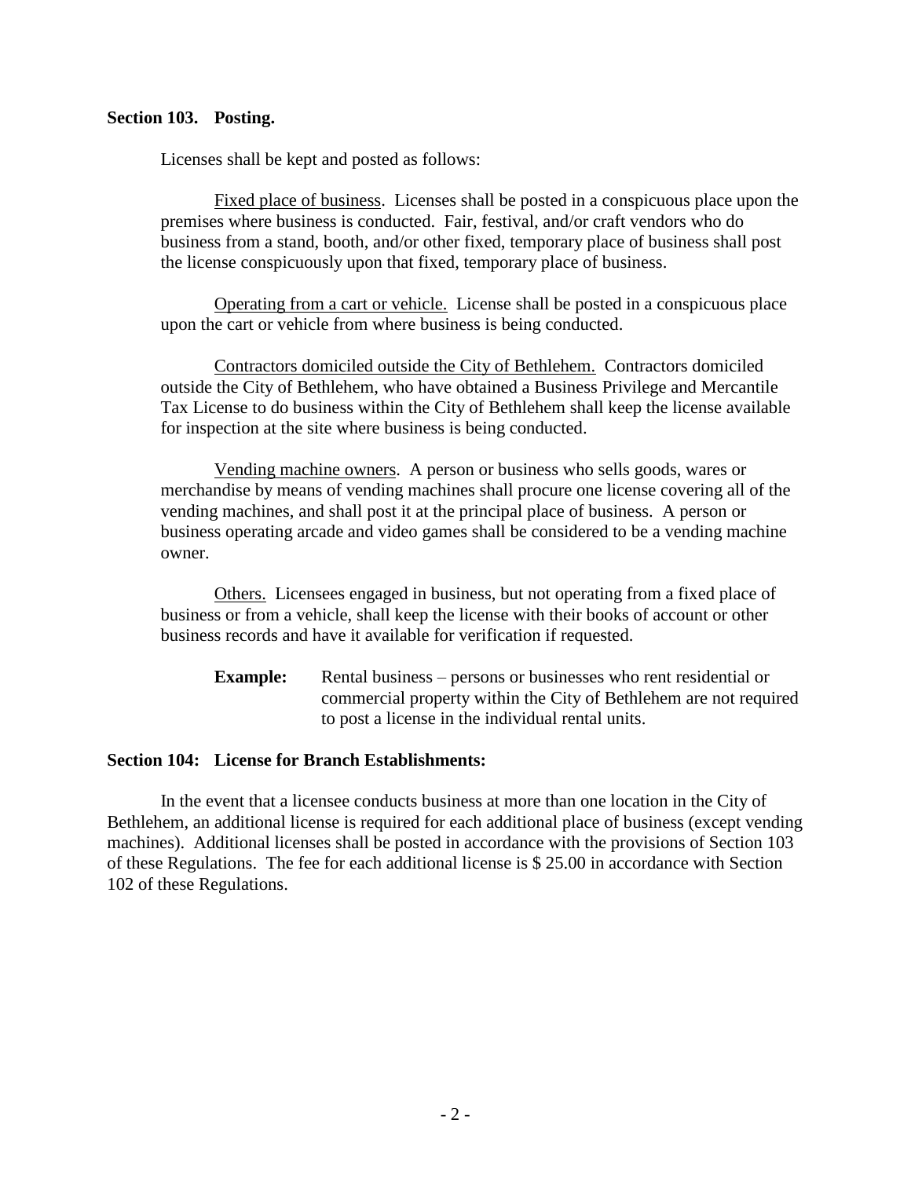## Section 103. Posting.

Licenses shall be kept and posted as follows:

Fixed place of business. Licenses shall be posted in a conspicuous place upon the premises where business is conducted. Fair, festival, and/or craft vendors who do business from a stand, booth, and/or other fixed, temporary place of business shall post the license conspicuously upon that fixed, temporary place of business.

Operating from a cart or vehicle. License shall be posted in a conspicuous place upon the cart or vehicle from where business is being conducted.

Contractors domiciled outside the City of Bethlehem. Contractors domiciled outside the City of Bethlehem, who have obtained a Business Privilege and Mercantile Tax License to do business within the City of Bethlehem shall keep the license available for inspection at the site where business is being conducted.

Vending machine owners. A person or business who sells goods, wares or merchandise by means of vending machines shall procure one license covering all of the vending machines, and shall post it at the principal place of business. A person or business operating arcade and video games shall be considered to be a vending machine owner.

Others. Licensees engaged in business, but not operating from a fixed place of business or from a vehicle, shall keep the license with their books of account or other business records and have it available for verification if requested.

> **Example:** Rental business – persons or businesses who rent residential or commercial property within the City of Bethlehem are not required to post a license in the individual rental units.

## Section 104: License for Branch Establishments:

In the event that a licensee conducts business at more than one location in the City of Bethlehem, an additional license is required for each additional place of business (except vending machines). Additional licenses shall be posted in accordance with the provisions of Section 103 of these Regulations. The fee for each additional license is $ 25.00 in accordance with Section 102 of these Regulations.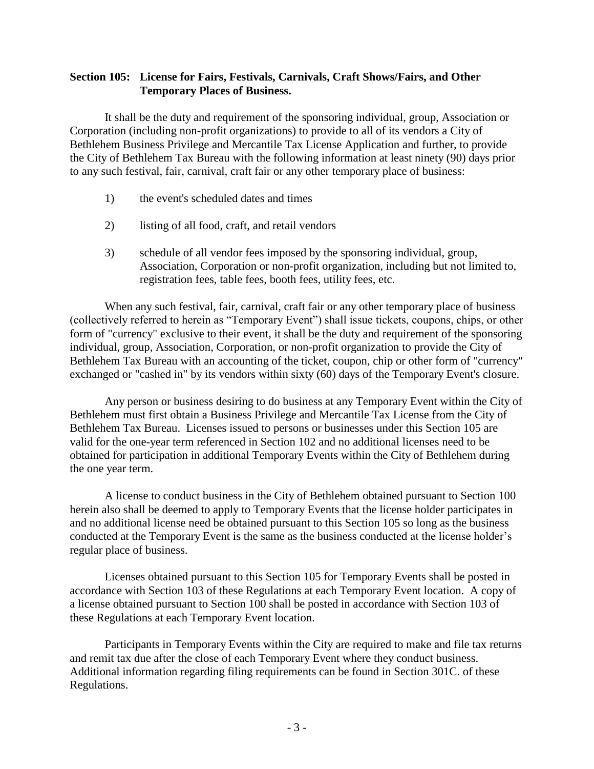**Section 105: License for Fairs, Festivals, Carnivals, Craft Shows/Fairs, and Other Temporary Places of Business.**

It shall be the duty and requirement of the sponsoring individual, group, Association or Corporation (including non-profit organizations) to provide to all of its vendors a City of Bethlehem Business Privilege and Mercantile Tax License Application and further, to provide the City of Bethlehem Tax Bureau with the following information at least ninety (90) days prior to any such festival, fair, carnival, craft fair or any other temporary place of business:

1) the event's scheduled dates and times

2) listing of all food, craft, and retail vendors

3) schedule of all vendor fees imposed by the sponsoring individual, group, Association, Corporation or non-profit organization, including but not limited to, registration fees, table fees, booth fees, utility fees, etc.

When any such festival, fair, carnival, craft fair or any other temporary place of business (collectively referred to herein as "Temporary Event") shall issue tickets, coupons, chips, or other form of "currency" exclusive to their event, it shall be the duty and requirement of the sponsoring individual, group, Association, Corporation, or non-profit organization to provide the City of Bethlehem Tax Bureau with an accounting of the ticket, coupon, chip or other form of "currency" exchanged or "cashed in" by its vendors within sixty (60) days of the Temporary Event's closure.

Any person or business desiring to do business at any Temporary Event within the City of Bethlehem must first obtain a Business Privilege and Mercantile Tax License from the City of Bethlehem Tax Bureau. Licenses issued to persons or businesses under this Section 105 are valid for the one-year term referenced in Section 102 and no additional licenses need to be obtained for participation in additional Temporary Events within the City of Bethlehem during the one year term.

A license to conduct business in the City of Bethlehem obtained pursuant to Section 100 herein also shall be deemed to apply to Temporary Events that the license holder participates in and no additional license need be obtained pursuant to this Section 105 so long as the business conducted at the Temporary Event is the same as the business conducted at the license holder's regular place of business.

Licenses obtained pursuant to this Section 105 for Temporary Events shall be posted in accordance with Section 103 of these Regulations at each Temporary Event location. A copy of a license obtained pursuant to Section 100 shall be posted in accordance with Section 103 of these Regulations at each Temporary Event location.

Participants in Temporary Events within the City are required to make and file tax returns and remit tax due after the close of each Temporary Event where they conduct business. Additional information regarding filing requirements can be found in Section 301C. of these Regulations.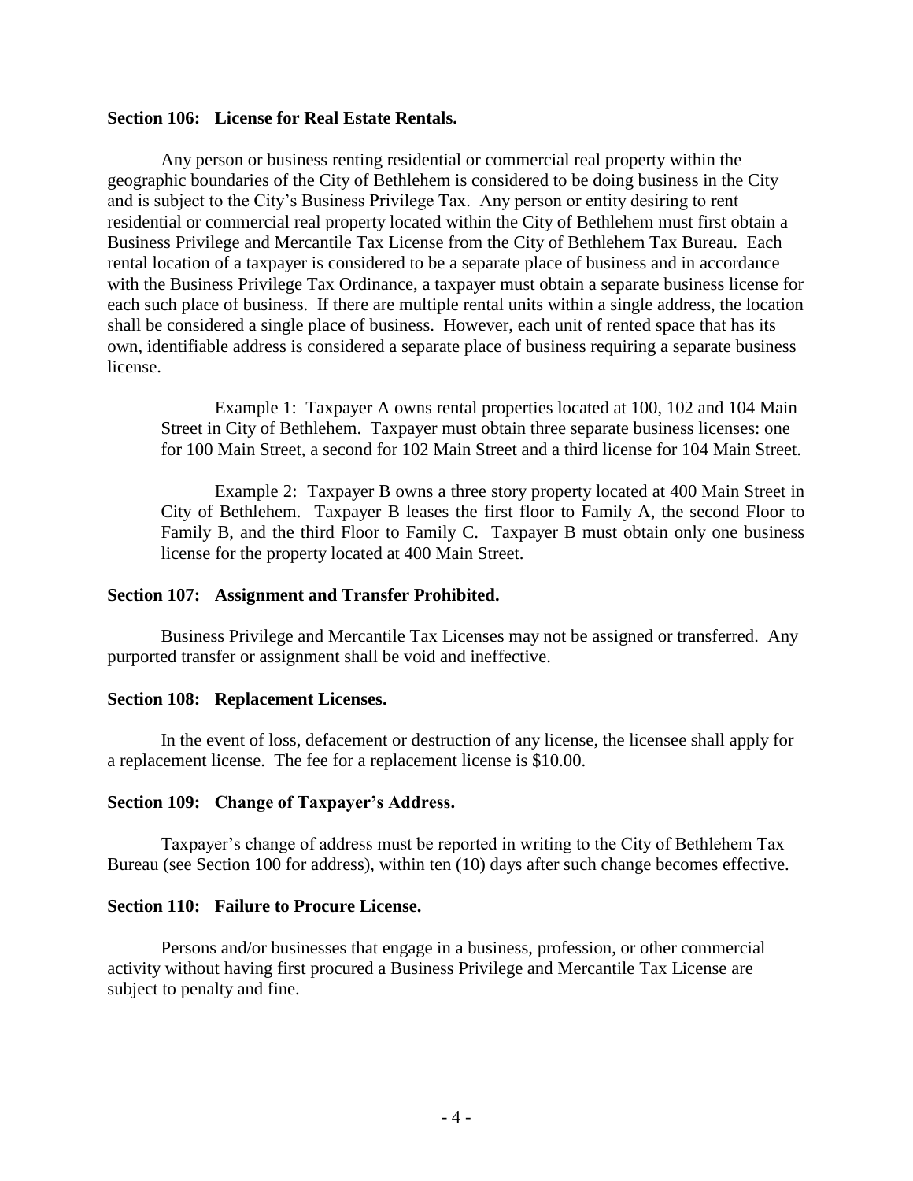**Section 106: License for Real Estate Rentals.**

Any person or business renting residential or commercial real property within the geographic boundaries of the City of Bethlehem is considered to be doing business in the City and is subject to the City's Business Privilege Tax. Any person or entity desiring to rent residential or commercial real property located within the City of Bethlehem must first obtain a Business Privilege and Mercantile Tax License from the City of Bethlehem Tax Bureau. Each rental location of a taxpayer is considered to be a separate place of business and in accordance with the Business Privilege Tax Ordinance, a taxpayer must obtain a separate business license for each such place of business. If there are multiple rental units within a single address, the location shall be considered a single place of business. However, each unit of rented space that has its own, identifiable address is considered a separate place of business requiring a separate business license.

> Example 1: Taxpayer A owns rental properties located at 100, 102 and 104 Main Street in City of Bethlehem. Taxpayer must obtain three separate business licenses: one for 100 Main Street, a second for 102 Main Street and a third license for 104 Main Street.
>
> Example 2: Taxpayer B owns a three story property located at 400 Main Street in City of Bethlehem. Taxpayer B leases the first floor to Family A, the second Floor to Family B, and the third Floor to Family C. Taxpayer B must obtain only one business license for the property located at 400 Main Street.

**Section 107: Assignment and Transfer Prohibited.**

Business Privilege and Mercantile Tax Licenses may not be assigned or transferred. Any purported transfer or assignment shall be void and ineffective.

**Section 108: Replacement Licenses.**

In the event of loss, defacement or destruction of any license, the licensee shall apply for a replacement license. The fee for a replacement license is $10.00.

**Section 109: Change of Taxpayer's Address.**

Taxpayer's change of address must be reported in writing to the City of Bethlehem Tax Bureau (see Section 100 for address), within ten (10) days after such change becomes effective.

**Section 110: Failure to Procure License.**

Persons and/or businesses that engage in a business, profession, or other commercial activity without having first procured a Business Privilege and Mercantile Tax License are subject to penalty and fine.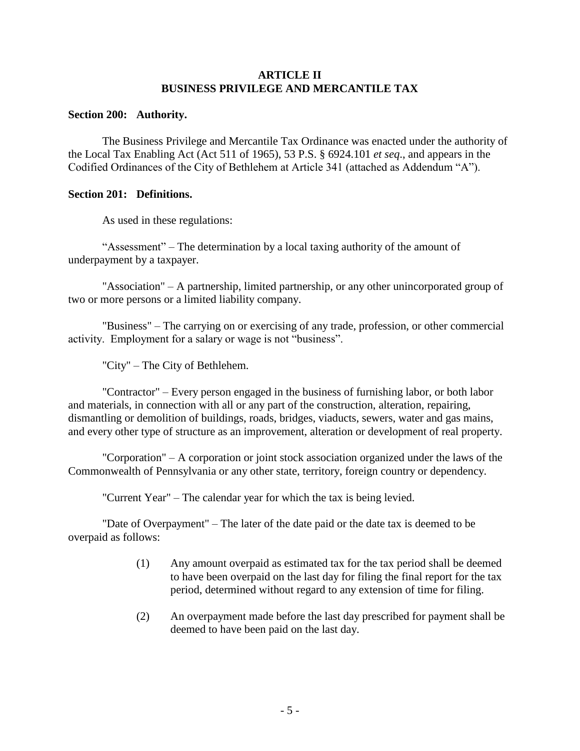# ARTICLE II
# BUSINESS PRIVILEGE AND MERCANTILE TAX

**Section 200: Authority.**

The Business Privilege and Mercantile Tax Ordinance was enacted under the authority of the Local Tax Enabling Act (Act 511 of 1965), 53 P.S. § 6924.101 *et seq*., and appears in the Codified Ordinances of the City of Bethlehem at Article 341 (attached as Addendum "A").

**Section 201: Definitions.**

As used in these regulations:

"Assessment" – The determination by a local taxing authority of the amount of underpayment by a taxpayer.

"Association" – A partnership, limited partnership, or any other unincorporated group of two or more persons or a limited liability company.

"Business" – The carrying on or exercising of any trade, profession, or other commercial activity. Employment for a salary or wage is not "business".

"City" – The City of Bethlehem.

"Contractor" – Every person engaged in the business of furnishing labor, or both labor and materials, in connection with all or any part of the construction, alteration, repairing, dismantling or demolition of buildings, roads, bridges, viaducts, sewers, water and gas mains, and every other type of structure as an improvement, alteration or development of real property.

"Corporation" – A corporation or joint stock association organized under the laws of the Commonwealth of Pennsylvania or any other state, territory, foreign country or dependency.

"Current Year" – The calendar year for which the tax is being levied.

"Date of Overpayment" – The later of the date paid or the date tax is deemed to be overpaid as follows:

(1) Any amount overpaid as estimated tax for the tax period shall be deemed to have been overpaid on the last day for filing the final report for the tax period, determined without regard to any extension of time for filing.

(2) An overpayment made before the last day prescribed for payment shall be deemed to have been paid on the last day.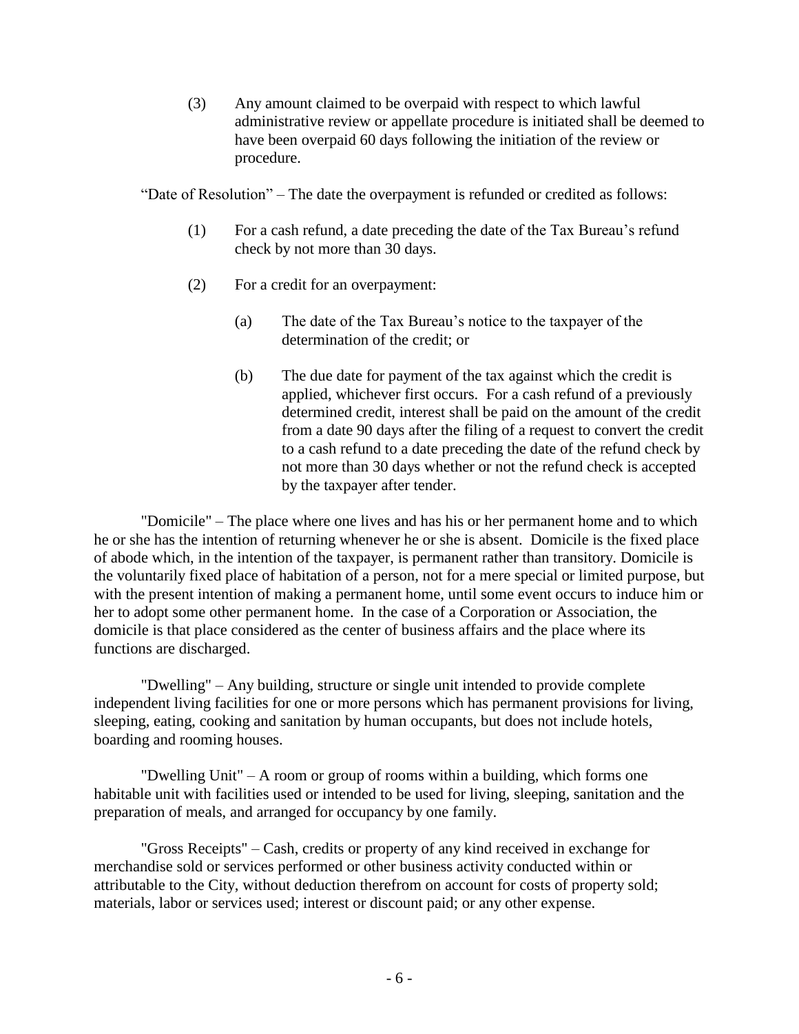(3) Any amount claimed to be overpaid with respect to which lawful administrative review or appellate procedure is initiated shall be deemed to have been overpaid 60 days following the initiation of the review or procedure.

"Date of Resolution" – The date the overpayment is refunded or credited as follows:

(1) For a cash refund, a date preceding the date of the Tax Bureau's refund check by not more than 30 days.

(2) For a credit for an overpayment:

(a) The date of the Tax Bureau's notice to the taxpayer of the determination of the credit; or

(b) The due date for payment of the tax against which the credit is applied, whichever first occurs. For a cash refund of a previously determined credit, interest shall be paid on the amount of the credit from a date 90 days after the filing of a request to convert the credit to a cash refund to a date preceding the date of the refund check by not more than 30 days whether or not the refund check is accepted by the taxpayer after tender.

"Domicile" – The place where one lives and has his or her permanent home and to which he or she has the intention of returning whenever he or she is absent. Domicile is the fixed place of abode which, in the intention of the taxpayer, is permanent rather than transitory. Domicile is the voluntarily fixed place of habitation of a person, not for a mere special or limited purpose, but with the present intention of making a permanent home, until some event occurs to induce him or her to adopt some other permanent home. In the case of a Corporation or Association, the domicile is that place considered as the center of business affairs and the place where its functions are discharged.

"Dwelling" – Any building, structure or single unit intended to provide complete independent living facilities for one or more persons which has permanent provisions for living, sleeping, eating, cooking and sanitation by human occupants, but does not include hotels, boarding and rooming houses.

"Dwelling Unit" – A room or group of rooms within a building, which forms one habitable unit with facilities used or intended to be used for living, sleeping, sanitation and the preparation of meals, and arranged for occupancy by one family.

"Gross Receipts" – Cash, credits or property of any kind received in exchange for merchandise sold or services performed or other business activity conducted within or attributable to the City, without deduction therefrom on account for costs of property sold; materials, labor or services used; interest or discount paid; or any other expense.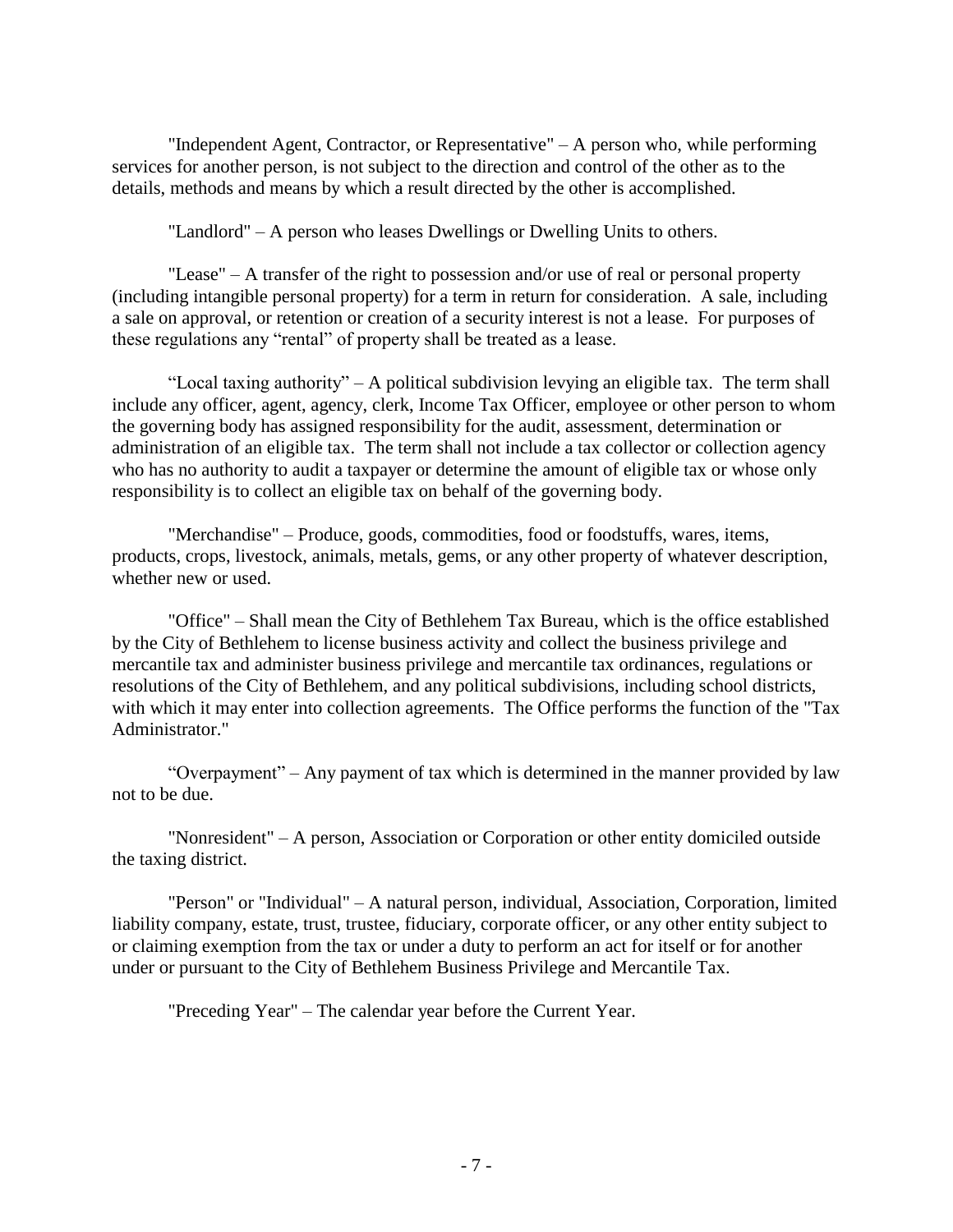"Independent Agent, Contractor, or Representative" – A person who, while performing services for another person, is not subject to the direction and control of the other as to the details, methods and means by which a result directed by the other is accomplished.

"Landlord" – A person who leases Dwellings or Dwelling Units to others.

"Lease" – A transfer of the right to possession and/or use of real or personal property (including intangible personal property) for a term in return for consideration. A sale, including a sale on approval, or retention or creation of a security interest is not a lease. For purposes of these regulations any "rental" of property shall be treated as a lease.

"Local taxing authority" – A political subdivision levying an eligible tax. The term shall include any officer, agent, agency, clerk, Income Tax Officer, employee or other person to whom the governing body has assigned responsibility for the audit, assessment, determination or administration of an eligible tax. The term shall not include a tax collector or collection agency who has no authority to audit a taxpayer or determine the amount of eligible tax or whose only responsibility is to collect an eligible tax on behalf of the governing body.

"Merchandise" – Produce, goods, commodities, food or foodstuffs, wares, items, products, crops, livestock, animals, metals, gems, or any other property of whatever description, whether new or used.

"Office" – Shall mean the City of Bethlehem Tax Bureau, which is the office established by the City of Bethlehem to license business activity and collect the business privilege and mercantile tax and administer business privilege and mercantile tax ordinances, regulations or resolutions of the City of Bethlehem, and any political subdivisions, including school districts, with which it may enter into collection agreements. The Office performs the function of the "Tax Administrator."

"Overpayment" – Any payment of tax which is determined in the manner provided by law not to be due.

"Nonresident" – A person, Association or Corporation or other entity domiciled outside the taxing district.

"Person" or "Individual" – A natural person, individual, Association, Corporation, limited liability company, estate, trust, trustee, fiduciary, corporate officer, or any other entity subject to or claiming exemption from the tax or under a duty to perform an act for itself or for another under or pursuant to the City of Bethlehem Business Privilege and Mercantile Tax.

"Preceding Year" – The calendar year before the Current Year.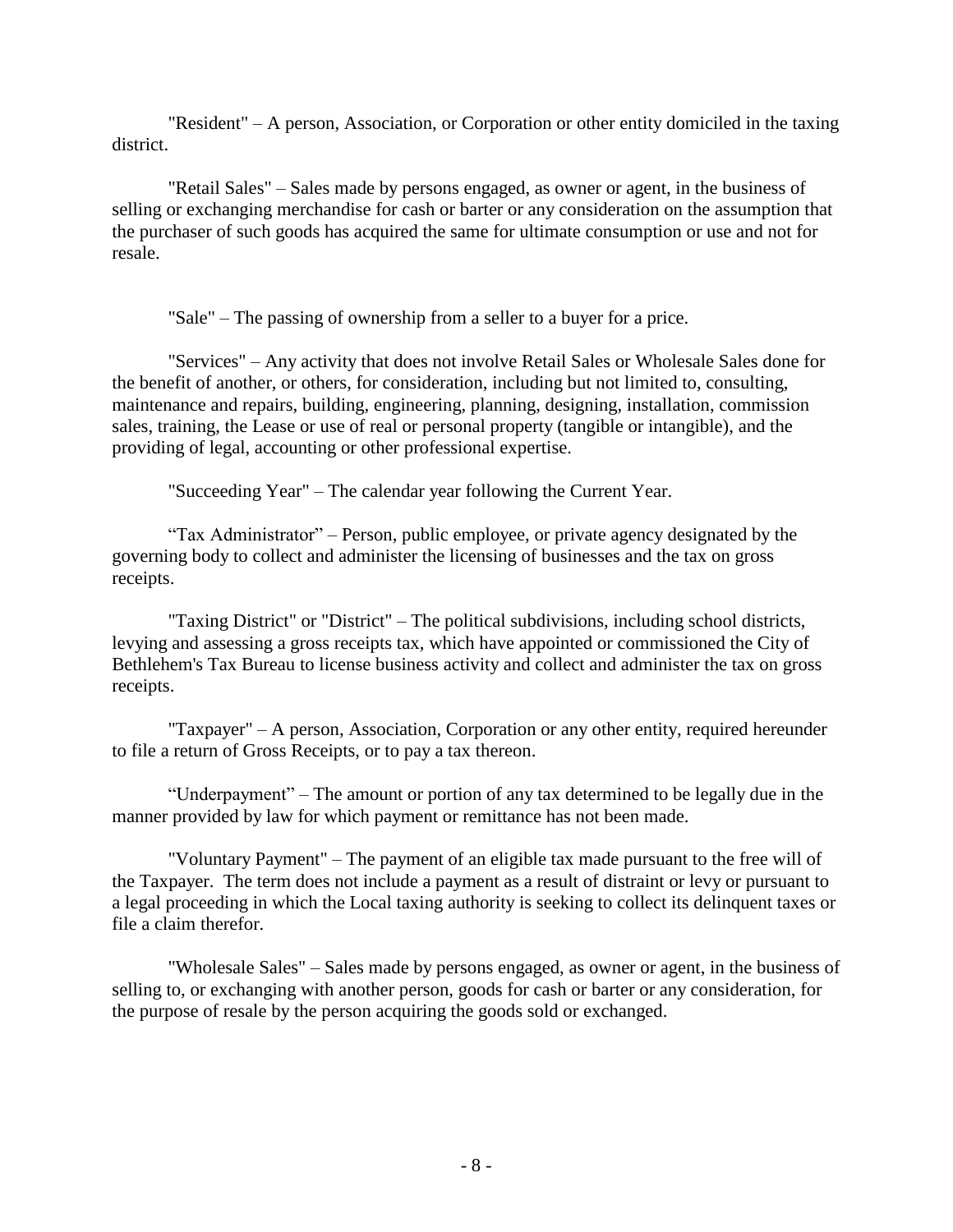"Resident" – A person, Association, or Corporation or other entity domiciled in the taxing district.

"Retail Sales" – Sales made by persons engaged, as owner or agent, in the business of selling or exchanging merchandise for cash or barter or any consideration on the assumption that the purchaser of such goods has acquired the same for ultimate consumption or use and not for resale.

"Sale" – The passing of ownership from a seller to a buyer for a price.

"Services" – Any activity that does not involve Retail Sales or Wholesale Sales done for the benefit of another, or others, for consideration, including but not limited to, consulting, maintenance and repairs, building, engineering, planning, designing, installation, commission sales, training, the Lease or use of real or personal property (tangible or intangible), and the providing of legal, accounting or other professional expertise.

"Succeeding Year" – The calendar year following the Current Year.

"Tax Administrator" – Person, public employee, or private agency designated by the governing body to collect and administer the licensing of businesses and the tax on gross receipts.

"Taxing District" or "District" – The political subdivisions, including school districts, levying and assessing a gross receipts tax, which have appointed or commissioned the City of Bethlehem's Tax Bureau to license business activity and collect and administer the tax on gross receipts.

"Taxpayer" – A person, Association, Corporation or any other entity, required hereunder to file a return of Gross Receipts, or to pay a tax thereon.

"Underpayment" – The amount or portion of any tax determined to be legally due in the manner provided by law for which payment or remittance has not been made.

"Voluntary Payment" – The payment of an eligible tax made pursuant to the free will of the Taxpayer. The term does not include a payment as a result of distraint or levy or pursuant to a legal proceeding in which the Local taxing authority is seeking to collect its delinquent taxes or file a claim therefor.

"Wholesale Sales" – Sales made by persons engaged, as owner or agent, in the business of selling to, or exchanging with another person, goods for cash or barter or any consideration, for the purpose of resale by the person acquiring the goods sold or exchanged.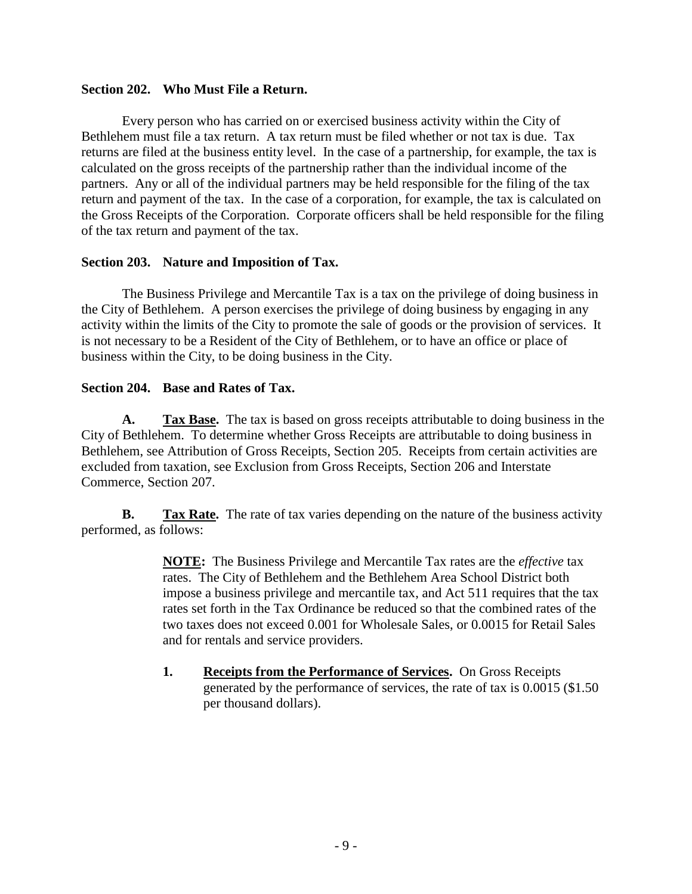**Section 202. Who Must File a Return.**

Every person who has carried on or exercised business activity within the City of Bethlehem must file a tax return. A tax return must be filed whether or not tax is due. Tax returns are filed at the business entity level. In the case of a partnership, for example, the tax is calculated on the gross receipts of the partnership rather than the individual income of the partners. Any or all of the individual partners may be held responsible for the filing of the tax return and payment of the tax. In the case of a corporation, for example, the tax is calculated on the Gross Receipts of the Corporation. Corporate officers shall be held responsible for the filing of the tax return and payment of the tax.

**Section 203. Nature and Imposition of Tax.**

The Business Privilege and Mercantile Tax is a tax on the privilege of doing business in the City of Bethlehem. A person exercises the privilege of doing business by engaging in any activity within the limits of the City to promote the sale of goods or the provision of services. It is not necessary to be a Resident of the City of Bethlehem, or to have an office or place of business within the City, to be doing business in the City.

**Section 204. Base and Rates of Tax.**

**A. Tax Base.** The tax is based on gross receipts attributable to doing business in the City of Bethlehem. To determine whether Gross Receipts are attributable to doing business in Bethlehem, see Attribution of Gross Receipts, Section 205. Receipts from certain activities are excluded from taxation, see Exclusion from Gross Receipts, Section 206 and Interstate Commerce, Section 207.

**B. Tax Rate.** The rate of tax varies depending on the nature of the business activity performed, as follows:

> **NOTE:** The Business Privilege and Mercantile Tax rates are the *effective* tax rates. The City of Bethlehem and the Bethlehem Area School District both impose a business privilege and mercantile tax, and Act 511 requires that the tax rates set forth in the Tax Ordinance be reduced so that the combined rates of the two taxes does not exceed 0.001 for Wholesale Sales, or 0.0015 for Retail Sales and for rentals and service providers.

1. **Receipts from the Performance of Services.** On Gross Receipts generated by the performance of services, the rate of tax is 0.0015 ($1.50 per thousand dollars).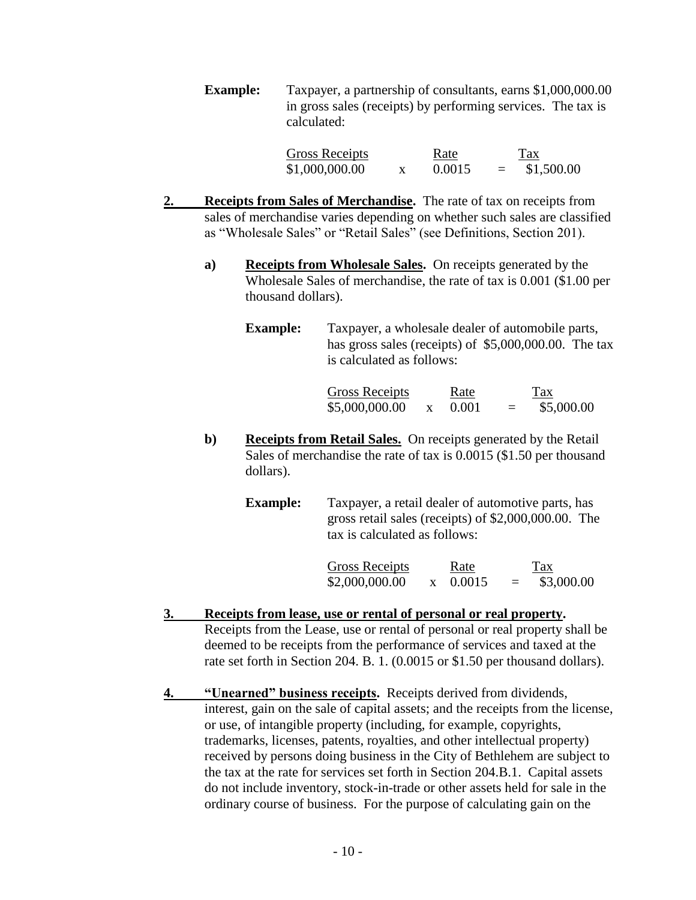**Example:** Taxpayer, a partnership of consultants, earns $1,000,000.00 in gross sales (receipts) by performing services. The tax is calculated:

| Gross Receipts | | Rate | | Tax |
|---|---|---|---|---|
| $1,000,000.00 | x | 0.0015 | = | $1,500.00 |

**2. Receipts from Sales of Merchandise.** The rate of tax on receipts from sales of merchandise varies depending on whether such sales are classified as "Wholesale Sales" or "Retail Sales" (see Definitions, Section 201).

**a) Receipts from Wholesale Sales.** On receipts generated by the Wholesale Sales of merchandise, the rate of tax is 0.001 ($1.00 per thousand dollars).

**Example:** Taxpayer, a wholesale dealer of automobile parts, has gross sales (receipts) of $5,000,000.00. The tax is calculated as follows:

| Gross Receipts | | Rate | | Tax |
|---|---|---|---|---|
| $5,000,000.00 | x | 0.001 | = | $5,000.00 |

**b) Receipts from Retail Sales.** On receipts generated by the Retail Sales of merchandise the rate of tax is 0.0015 ($1.50 per thousand dollars).

**Example:** Taxpayer, a retail dealer of automotive parts, has gross retail sales (receipts) of $2,000,000.00. The tax is calculated as follows:

| Gross Receipts | | Rate | | Tax |
|---|---|---|---|---|
| $2,000,000.00 | x | 0.0015 | = | $3,000.00 |

**3. Receipts from lease, use or rental of personal or real property.** Receipts from the Lease, use or rental of personal or real property shall be deemed to be receipts from the performance of services and taxed at the rate set forth in Section 204. B. 1. (0.0015 or $1.50 per thousand dollars).

**4. "Unearned" business receipts.** Receipts derived from dividends, interest, gain on the sale of capital assets; and the receipts from the license, or use, of intangible property (including, for example, copyrights, trademarks, licenses, patents, royalties, and other intellectual property) received by persons doing business in the City of Bethlehem are subject to the tax at the rate for services set forth in Section 204.B.1. Capital assets do not include inventory, stock-in-trade or other assets held for sale in the ordinary course of business. For the purpose of calculating gain on the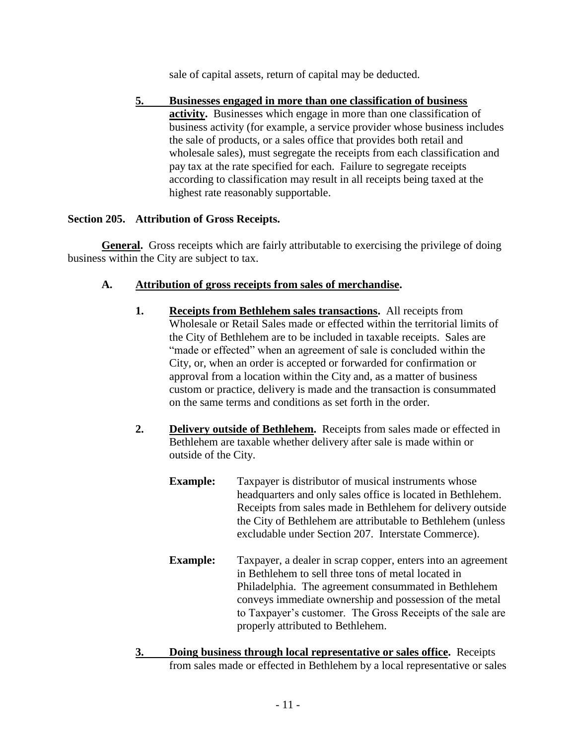sale of capital assets, return of capital may be deducted.

5. **Businesses engaged in more than one classification of business activity.** Businesses which engage in more than one classification of business activity (for example, a service provider whose business includes the sale of products, or a sales office that provides both retail and wholesale sales), must segregate the receipts from each classification and pay tax at the rate specified for each. Failure to segregate receipts according to classification may result in all receipts being taxed at the highest rate reasonably supportable.

### Section 205. Attribution of Gross Receipts.

**General.** Gross receipts which are fairly attributable to exercising the privilege of doing business within the City are subject to tax.

#### A. Attribution of gross receipts from sales of merchandise.

1. **Receipts from Bethlehem sales transactions.** All receipts from Wholesale or Retail Sales made or effected within the territorial limits of the City of Bethlehem are to be included in taxable receipts. Sales are "made or effected" when an agreement of sale is concluded within the City, or, when an order is accepted or forwarded for confirmation or approval from a location within the City and, as a matter of business custom or practice, delivery is made and the transaction is consummated on the same terms and conditions as set forth in the order.

2. **Delivery outside of Bethlehem.** Receipts from sales made or effected in Bethlehem are taxable whether delivery after sale is made within or outside of the City.

   **Example:** Taxpayer is distributor of musical instruments whose headquarters and only sales office is located in Bethlehem. Receipts from sales made in Bethlehem for delivery outside the City of Bethlehem are attributable to Bethlehem (unless excludable under Section 207. Interstate Commerce).

   **Example:** Taxpayer, a dealer in scrap copper, enters into an agreement in Bethlehem to sell three tons of metal located in Philadelphia. The agreement consummated in Bethlehem conveys immediate ownership and possession of the metal to Taxpayer's customer. The Gross Receipts of the sale are properly attributed to Bethlehem.

3. **Doing business through local representative or sales office.** Receipts from sales made or effected in Bethlehem by a local representative or sales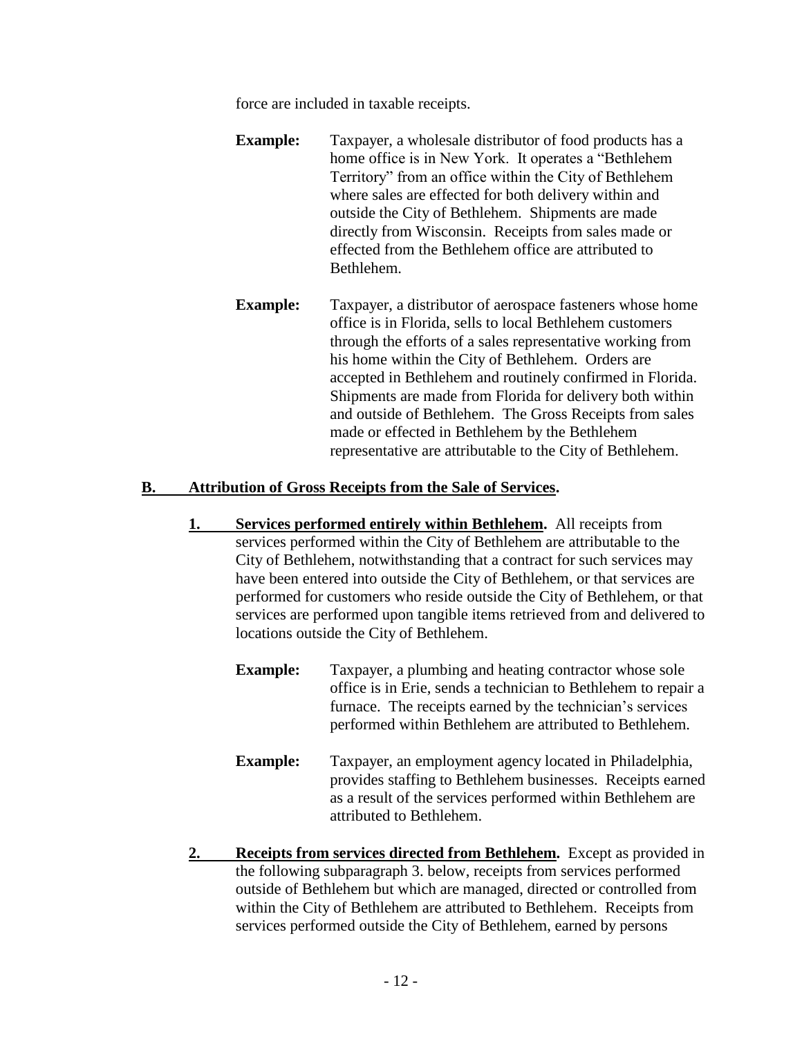force are included in taxable receipts.

**Example:** Taxpayer, a wholesale distributor of food products has a home office is in New York. It operates a "Bethlehem Territory" from an office within the City of Bethlehem where sales are effected for both delivery within and outside the City of Bethlehem. Shipments are made directly from Wisconsin. Receipts from sales made or effected from the Bethlehem office are attributed to Bethlehem.

**Example:** Taxpayer, a distributor of aerospace fasteners whose home office is in Florida, sells to local Bethlehem customers through the efforts of a sales representative working from his home within the City of Bethlehem. Orders are accepted in Bethlehem and routinely confirmed in Florida. Shipments are made from Florida for delivery both within and outside of Bethlehem. The Gross Receipts from sales made or effected in Bethlehem by the Bethlehem representative are attributable to the City of Bethlehem.

## B. Attribution of Gross Receipts from the Sale of Services.

**1. Services performed entirely within Bethlehem.** All receipts from services performed within the City of Bethlehem are attributable to the City of Bethlehem, notwithstanding that a contract for such services may have been entered into outside the City of Bethlehem, or that services are performed for customers who reside outside the City of Bethlehem, or that services are performed upon tangible items retrieved from and delivered to locations outside the City of Bethlehem.

**Example:** Taxpayer, a plumbing and heating contractor whose sole office is in Erie, sends a technician to Bethlehem to repair a furnace. The receipts earned by the technician's services performed within Bethlehem are attributed to Bethlehem.

**Example:** Taxpayer, an employment agency located in Philadelphia, provides staffing to Bethlehem businesses. Receipts earned as a result of the services performed within Bethlehem are attributed to Bethlehem.

**2. Receipts from services directed from Bethlehem.** Except as provided in the following subparagraph 3. below, receipts from services performed outside of Bethlehem but which are managed, directed or controlled from within the City of Bethlehem are attributed to Bethlehem. Receipts from services performed outside the City of Bethlehem, earned by persons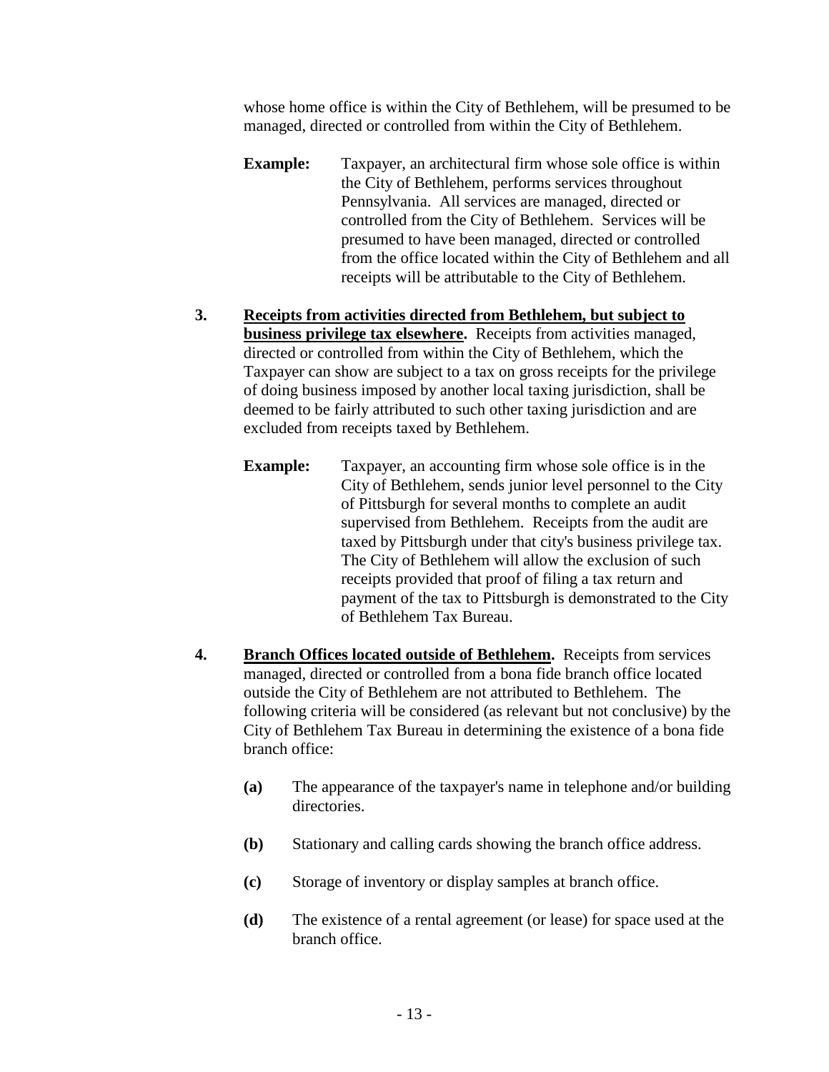whose home office is within the City of Bethlehem, will be presumed to be managed, directed or controlled from within the City of Bethlehem.

**Example:** Taxpayer, an architectural firm whose sole office is within the City of Bethlehem, performs services throughout Pennsylvania. All services are managed, directed or controlled from the City of Bethlehem. Services will be presumed to have been managed, directed or controlled from the office located within the City of Bethlehem and all receipts will be attributable to the City of Bethlehem.

**3. Receipts from activities directed from Bethlehem, but subject to business privilege tax elsewhere.** Receipts from activities managed, directed or controlled from within the City of Bethlehem, which the Taxpayer can show are subject to a tax on gross receipts for the privilege of doing business imposed by another local taxing jurisdiction, shall be deemed to be fairly attributed to such other taxing jurisdiction and are excluded from receipts taxed by Bethlehem.

**Example:** Taxpayer, an accounting firm whose sole office is in the City of Bethlehem, sends junior level personnel to the City of Pittsburgh for several months to complete an audit supervised from Bethlehem. Receipts from the audit are taxed by Pittsburgh under that city's business privilege tax. The City of Bethlehem will allow the exclusion of such receipts provided that proof of filing a tax return and payment of the tax to Pittsburgh is demonstrated to the City of Bethlehem Tax Bureau.

**4. Branch Offices located outside of Bethlehem.** Receipts from services managed, directed or controlled from a bona fide branch office located outside the City of Bethlehem are not attributed to Bethlehem. The following criteria will be considered (as relevant but not conclusive) by the City of Bethlehem Tax Bureau in determining the existence of a bona fide branch office:

- **(a)** The appearance of the taxpayer's name in telephone and/or building directories.
- **(b)** Stationary and calling cards showing the branch office address.
- **(c)** Storage of inventory or display samples at branch office.
- **(d)** The existence of a rental agreement (or lease) for space used at the branch office.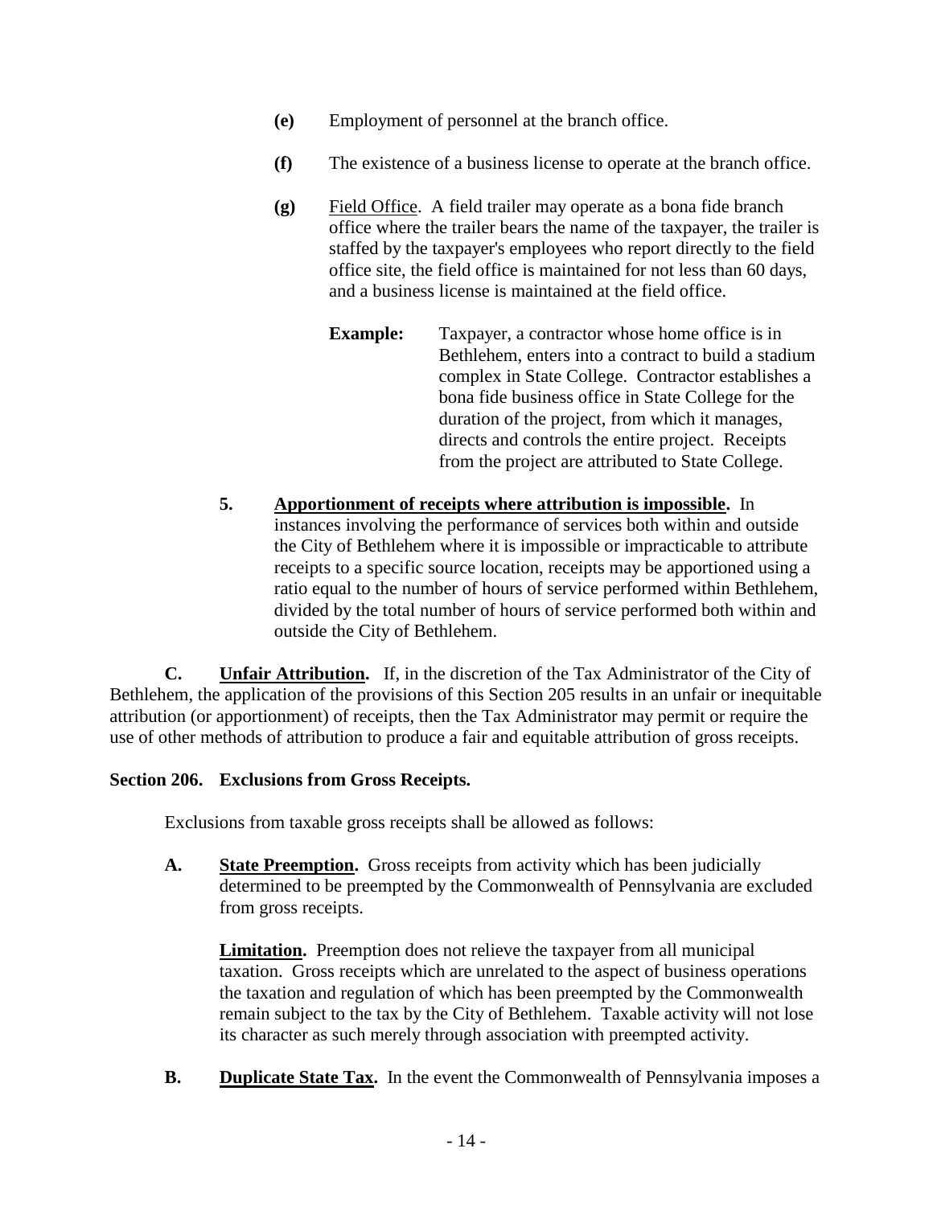**(e)** Employment of personnel at the branch office.

**(f)** The existence of a business license to operate at the branch office.

**(g)** Field Office. A field trailer may operate as a bona fide branch office where the trailer bears the name of the taxpayer, the trailer is staffed by the taxpayer's employees who report directly to the field office site, the field office is maintained for not less than 60 days, and a business license is maintained at the field office.

**Example:** Taxpayer, a contractor whose home office is in Bethlehem, enters into a contract to build a stadium complex in State College. Contractor establishes a bona fide business office in State College for the duration of the project, from which it manages, directs and controls the entire project. Receipts from the project are attributed to State College.

**5. Apportionment of receipts where attribution is impossible.** In instances involving the performance of services both within and outside the City of Bethlehem where it is impossible or impracticable to attribute receipts to a specific source location, receipts may be apportioned using a ratio equal to the number of hours of service performed within Bethlehem, divided by the total number of hours of service performed both within and outside the City of Bethlehem.

**C. Unfair Attribution.** If, in the discretion of the Tax Administrator of the City of Bethlehem, the application of the provisions of this Section 205 results in an unfair or inequitable attribution (or apportionment) of receipts, then the Tax Administrator may permit or require the use of other methods of attribution to produce a fair and equitable attribution of gross receipts.

**Section 206. Exclusions from Gross Receipts.**

Exclusions from taxable gross receipts shall be allowed as follows:

**A. State Preemption.** Gross receipts from activity which has been judicially determined to be preempted by the Commonwealth of Pennsylvania are excluded from gross receipts.

**Limitation.** Preemption does not relieve the taxpayer from all municipal taxation. Gross receipts which are unrelated to the aspect of business operations the taxation and regulation of which has been preempted by the Commonwealth remain subject to the tax by the City of Bethlehem. Taxable activity will not lose its character as such merely through association with preempted activity.

**B. Duplicate State Tax.** In the event the Commonwealth of Pennsylvania imposes a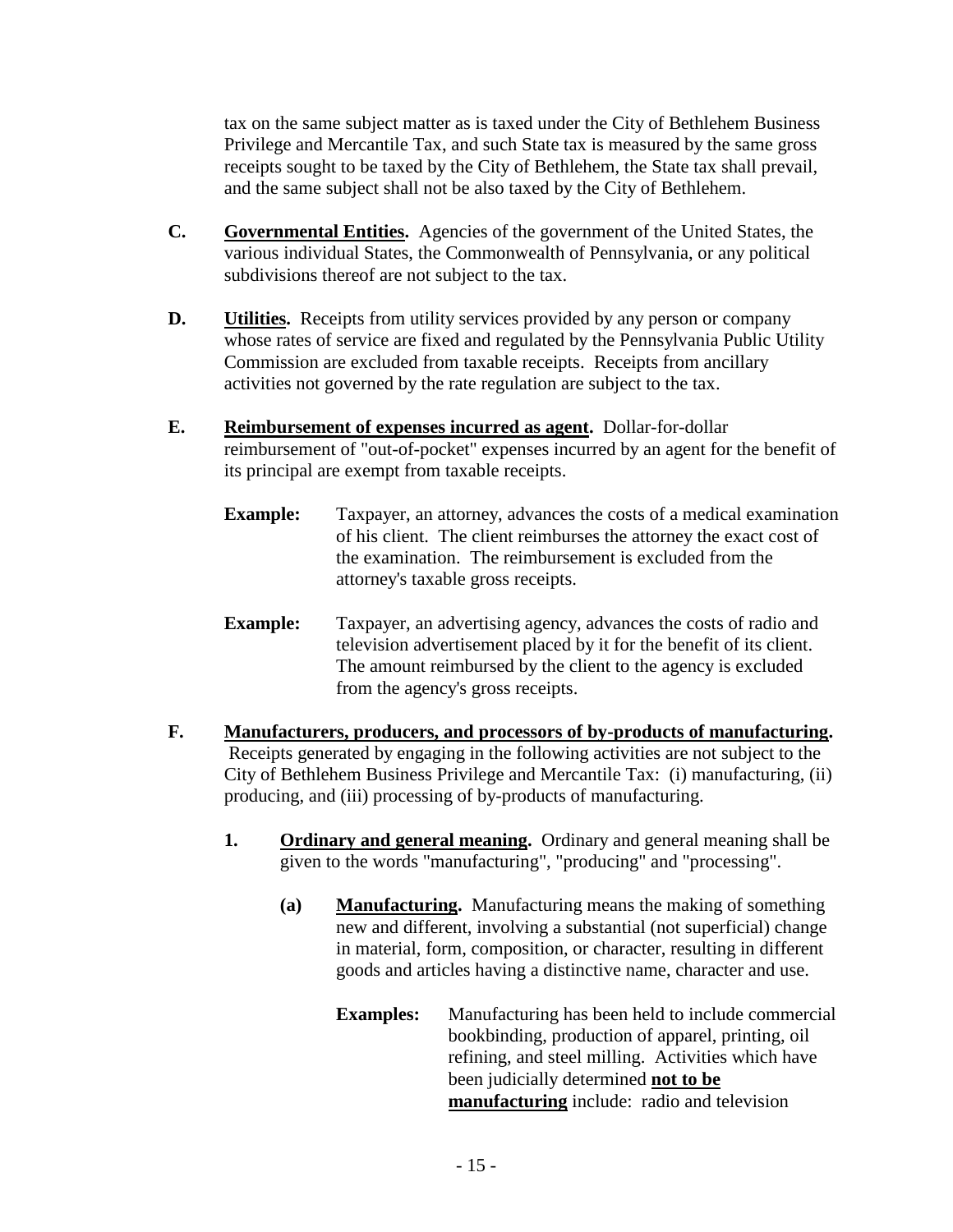tax on the same subject matter as is taxed under the City of Bethlehem Business Privilege and Mercantile Tax, and such State tax is measured by the same gross receipts sought to be taxed by the City of Bethlehem, the State tax shall prevail, and the same subject shall not be also taxed by the City of Bethlehem.

**C.** **Governmental Entities.** Agencies of the government of the United States, the various individual States, the Commonwealth of Pennsylvania, or any political subdivisions thereof are not subject to the tax.

**D.** **Utilities.** Receipts from utility services provided by any person or company whose rates of service are fixed and regulated by the Pennsylvania Public Utility Commission are excluded from taxable receipts. Receipts from ancillary activities not governed by the rate regulation are subject to the tax.

**E.** **Reimbursement of expenses incurred as agent.** Dollar-for-dollar reimbursement of "out-of-pocket" expenses incurred by an agent for the benefit of its principal are exempt from taxable receipts.

**Example:** Taxpayer, an attorney, advances the costs of a medical examination of his client. The client reimburses the attorney the exact cost of the examination. The reimbursement is excluded from the attorney's taxable gross receipts.

**Example:** Taxpayer, an advertising agency, advances the costs of radio and television advertisement placed by it for the benefit of its client. The amount reimbursed by the client to the agency is excluded from the agency's gross receipts.

**F.** **Manufacturers, producers, and processors of by-products of manufacturing.** Receipts generated by engaging in the following activities are not subject to the City of Bethlehem Business Privilege and Mercantile Tax: (i) manufacturing, (ii) producing, and (iii) processing of by-products of manufacturing.

**1.** **Ordinary and general meaning.** Ordinary and general meaning shall be given to the words "manufacturing", "producing" and "processing".

**(a)** **Manufacturing.** Manufacturing means the making of something new and different, involving a substantial (not superficial) change in material, form, composition, or character, resulting in different goods and articles having a distinctive name, character and use.

**Examples:** Manufacturing has been held to include commercial bookbinding, production of apparel, printing, oil refining, and steel milling. Activities which have been judicially determined **not to be manufacturing** include: radio and television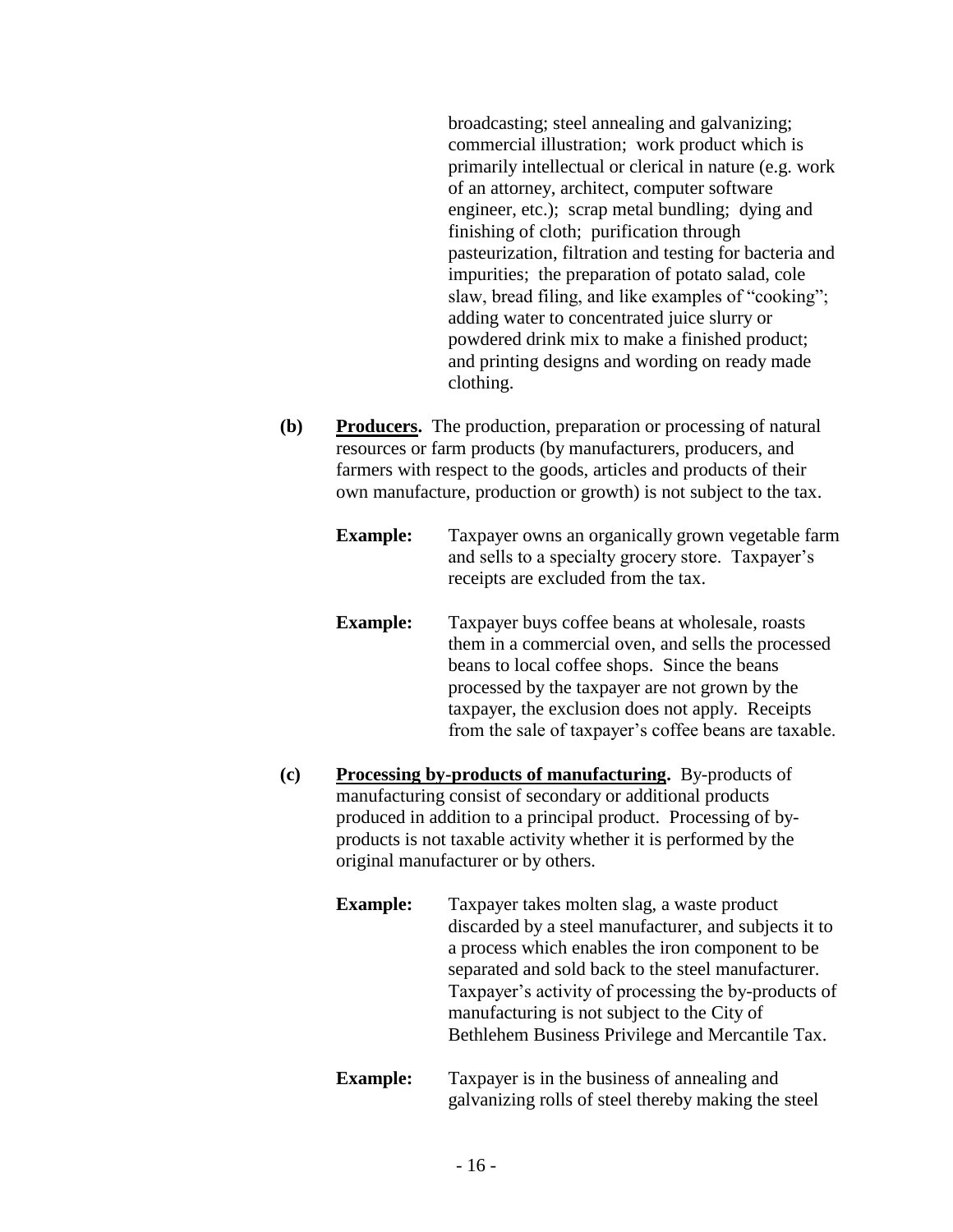broadcasting; steel annealing and galvanizing; commercial illustration; work product which is primarily intellectual or clerical in nature (e.g. work of an attorney, architect, computer software engineer, etc.); scrap metal bundling; dying and finishing of cloth; purification through pasteurization, filtration and testing for bacteria and impurities; the preparation of potato salad, cole slaw, bread filing, and like examples of "cooking"; adding water to concentrated juice slurry or powdered drink mix to make a finished product; and printing designs and wording on ready made clothing.

**(b)** **<u>Producers</u>.** The production, preparation or processing of natural resources or farm products (by manufacturers, producers, and farmers with respect to the goods, articles and products of their own manufacture, production or growth) is not subject to the tax.

**Example:** Taxpayer owns an organically grown vegetable farm and sells to a specialty grocery store. Taxpayer's receipts are excluded from the tax.

**Example:** Taxpayer buys coffee beans at wholesale, roasts them in a commercial oven, and sells the processed beans to local coffee shops. Since the beans processed by the taxpayer are not grown by the taxpayer, the exclusion does not apply. Receipts from the sale of taxpayer's coffee beans are taxable.

**(c)** **<u>Processing by-products of manufacturing</u>.** By-products of manufacturing consist of secondary or additional products produced in addition to a principal product. Processing of by-products is not taxable activity whether it is performed by the original manufacturer or by others.

**Example:** Taxpayer takes molten slag, a waste product discarded by a steel manufacturer, and subjects it to a process which enables the iron component to be separated and sold back to the steel manufacturer. Taxpayer's activity of processing the by-products of manufacturing is not subject to the City of Bethlehem Business Privilege and Mercantile Tax.

**Example:** Taxpayer is in the business of annealing and galvanizing rolls of steel thereby making the steel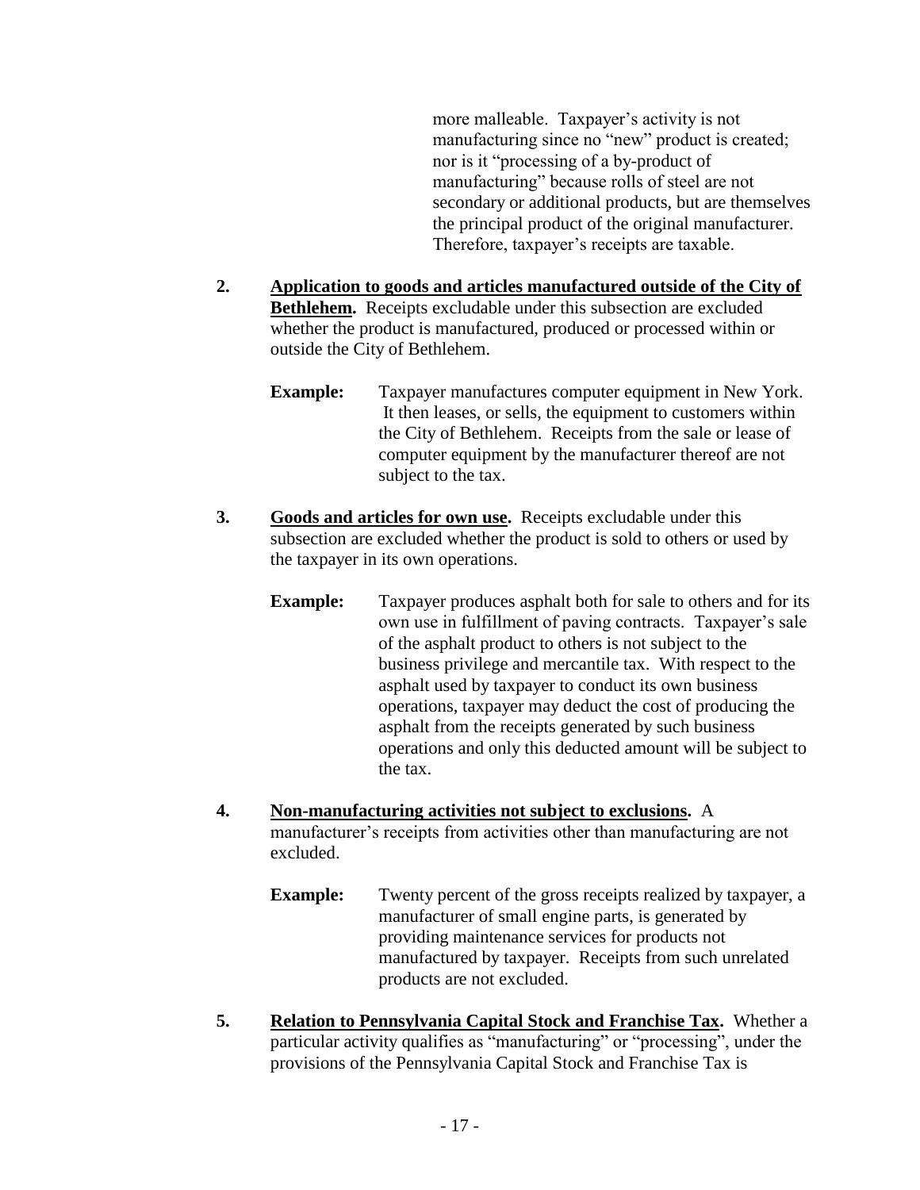more malleable. Taxpayer's activity is not manufacturing since no "new" product is created; nor is it "processing of a by-product of manufacturing" because rolls of steel are not secondary or additional products, but are themselves the principal product of the original manufacturer. Therefore, taxpayer's receipts are taxable.

**2. <u>Application to goods and articles manufactured outside of the City of Bethlehem</u>.** Receipts excludable under this subsection are excluded whether the product is manufactured, produced or processed within or outside the City of Bethlehem.

**Example:** Taxpayer manufactures computer equipment in New York. It then leases, or sells, the equipment to customers within the City of Bethlehem. Receipts from the sale or lease of computer equipment by the manufacturer thereof are not subject to the tax.

**3. <u>Goods and articles for own use</u>.** Receipts excludable under this subsection are excluded whether the product is sold to others or used by the taxpayer in its own operations.

**Example:** Taxpayer produces asphalt both for sale to others and for its own use in fulfillment of paving contracts. Taxpayer's sale of the asphalt product to others is not subject to the business privilege and mercantile tax. With respect to the asphalt used by taxpayer to conduct its own business operations, taxpayer may deduct the cost of producing the asphalt from the receipts generated by such business operations and only this deducted amount will be subject to the tax.

**4. <u>Non-manufacturing activities not subject to exclusions</u>.** A manufacturer's receipts from activities other than manufacturing are not excluded.

**Example:** Twenty percent of the gross receipts realized by taxpayer, a manufacturer of small engine parts, is generated by providing maintenance services for products not manufactured by taxpayer. Receipts from such unrelated products are not excluded.

**5. <u>Relation to Pennsylvania Capital Stock and Franchise Tax</u>.** Whether a particular activity qualifies as "manufacturing" or "processing", under the provisions of the Pennsylvania Capital Stock and Franchise Tax is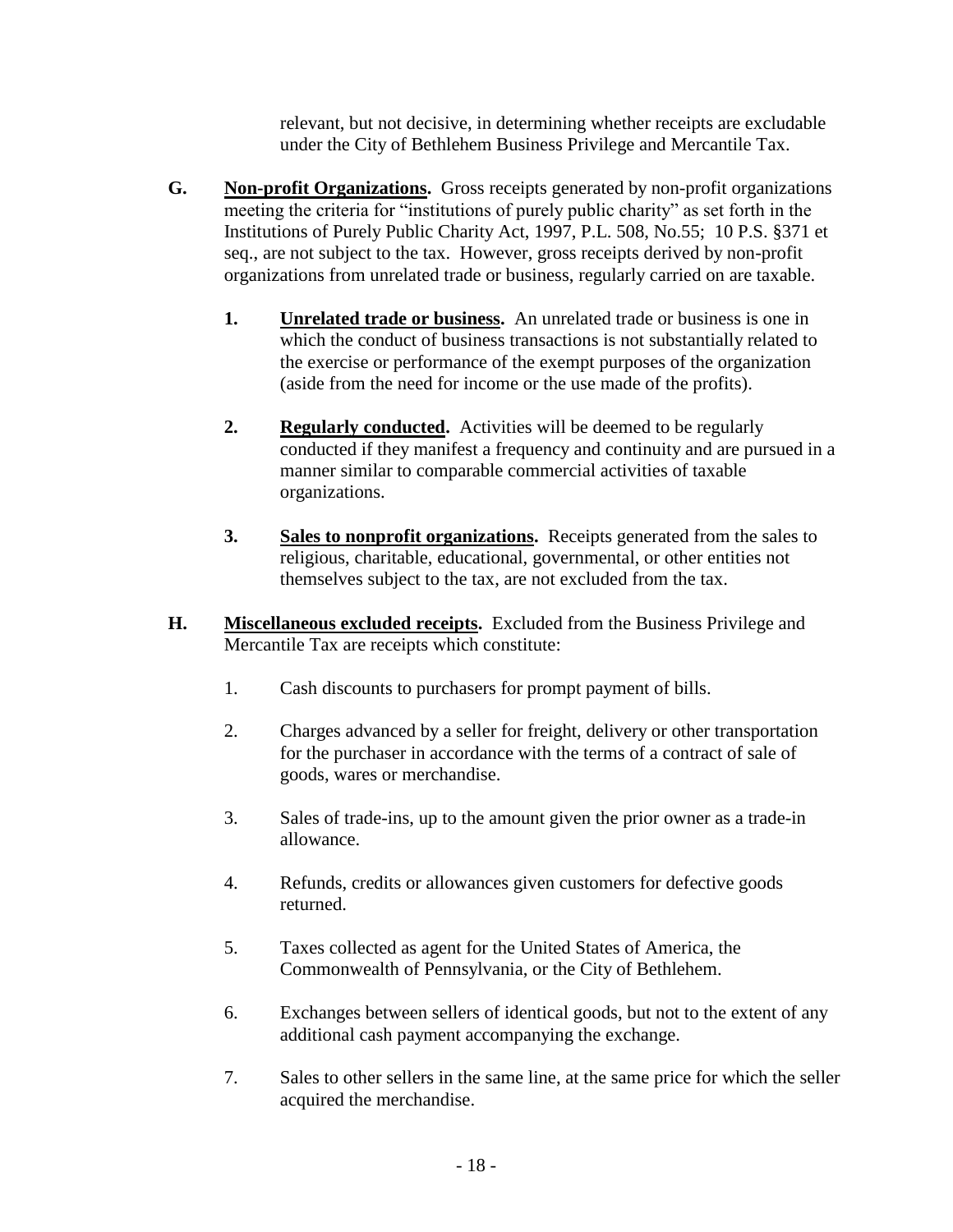relevant, but not decisive, in determining whether receipts are excludable under the City of Bethlehem Business Privilege and Mercantile Tax.

**G.** **<u>Non-profit Organizations</u>.** Gross receipts generated by non-profit organizations meeting the criteria for "institutions of purely public charity" as set forth in the Institutions of Purely Public Charity Act, 1997, P.L. 508, No.55; 10 P.S. §371 et seq., are not subject to the tax. However, gross receipts derived by non-profit organizations from unrelated trade or business, regularly carried on are taxable.

1. **<u>Unrelated trade or business</u>.** An unrelated trade or business is one in which the conduct of business transactions is not substantially related to the exercise or performance of the exempt purposes of the organization (aside from the need for income or the use made of the profits).

2. **<u>Regularly conducted</u>.** Activities will be deemed to be regularly conducted if they manifest a frequency and continuity and are pursued in a manner similar to comparable commercial activities of taxable organizations.

3. **<u>Sales to nonprofit organizations</u>.** Receipts generated from the sales to religious, charitable, educational, governmental, or other entities not themselves subject to the tax, are not excluded from the tax.

**H.** **<u>Miscellaneous excluded receipts</u>.** Excluded from the Business Privilege and Mercantile Tax are receipts which constitute:

1. Cash discounts to purchasers for prompt payment of bills.

2. Charges advanced by a seller for freight, delivery or other transportation for the purchaser in accordance with the terms of a contract of sale of goods, wares or merchandise.

3. Sales of trade-ins, up to the amount given the prior owner as a trade-in allowance.

4. Refunds, credits or allowances given customers for defective goods returned.

5. Taxes collected as agent for the United States of America, the Commonwealth of Pennsylvania, or the City of Bethlehem.

6. Exchanges between sellers of identical goods, but not to the extent of any additional cash payment accompanying the exchange.

7. Sales to other sellers in the same line, at the same price for which the seller acquired the merchandise.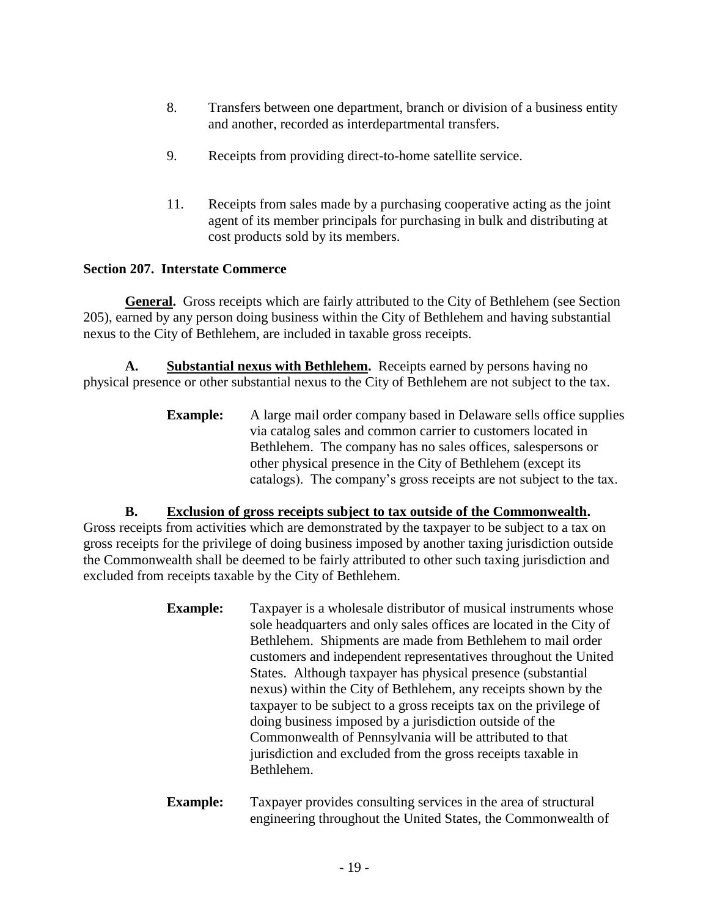8. Transfers between one department, branch or division of a business entity and another, recorded as interdepartmental transfers.

9. Receipts from providing direct-to-home satellite service.

11. Receipts from sales made by a purchasing cooperative acting as the joint agent of its member principals for purchasing in bulk and distributing at cost products sold by its members.

**Section 207. Interstate Commerce**

**General.** Gross receipts which are fairly attributed to the City of Bethlehem (see Section 205), earned by any person doing business within the City of Bethlehem and having substantial nexus to the City of Bethlehem, are included in taxable gross receipts.

**A. Substantial nexus with Bethlehem.** Receipts earned by persons having no physical presence or other substantial nexus to the City of Bethlehem are not subject to the tax.

> **Example:** A large mail order company based in Delaware sells office supplies via catalog sales and common carrier to customers located in Bethlehem. The company has no sales offices, salespersons or other physical presence in the City of Bethlehem (except its catalogs). The company's gross receipts are not subject to the tax.

**B. Exclusion of gross receipts subject to tax outside of the Commonwealth.** Gross receipts from activities which are demonstrated by the taxpayer to be subject to a tax on gross receipts for the privilege of doing business imposed by another taxing jurisdiction outside the Commonwealth shall be deemed to be fairly attributed to other such taxing jurisdiction and excluded from receipts taxable by the City of Bethlehem.

> **Example:** Taxpayer is a wholesale distributor of musical instruments whose sole headquarters and only sales offices are located in the City of Bethlehem. Shipments are made from Bethlehem to mail order customers and independent representatives throughout the United States. Although taxpayer has physical presence (substantial nexus) within the City of Bethlehem, any receipts shown by the taxpayer to be subject to a gross receipts tax on the privilege of doing business imposed by a jurisdiction outside of the Commonwealth of Pennsylvania will be attributed to that jurisdiction and excluded from the gross receipts taxable in Bethlehem.

> **Example:** Taxpayer provides consulting services in the area of structural engineering throughout the United States, the Commonwealth of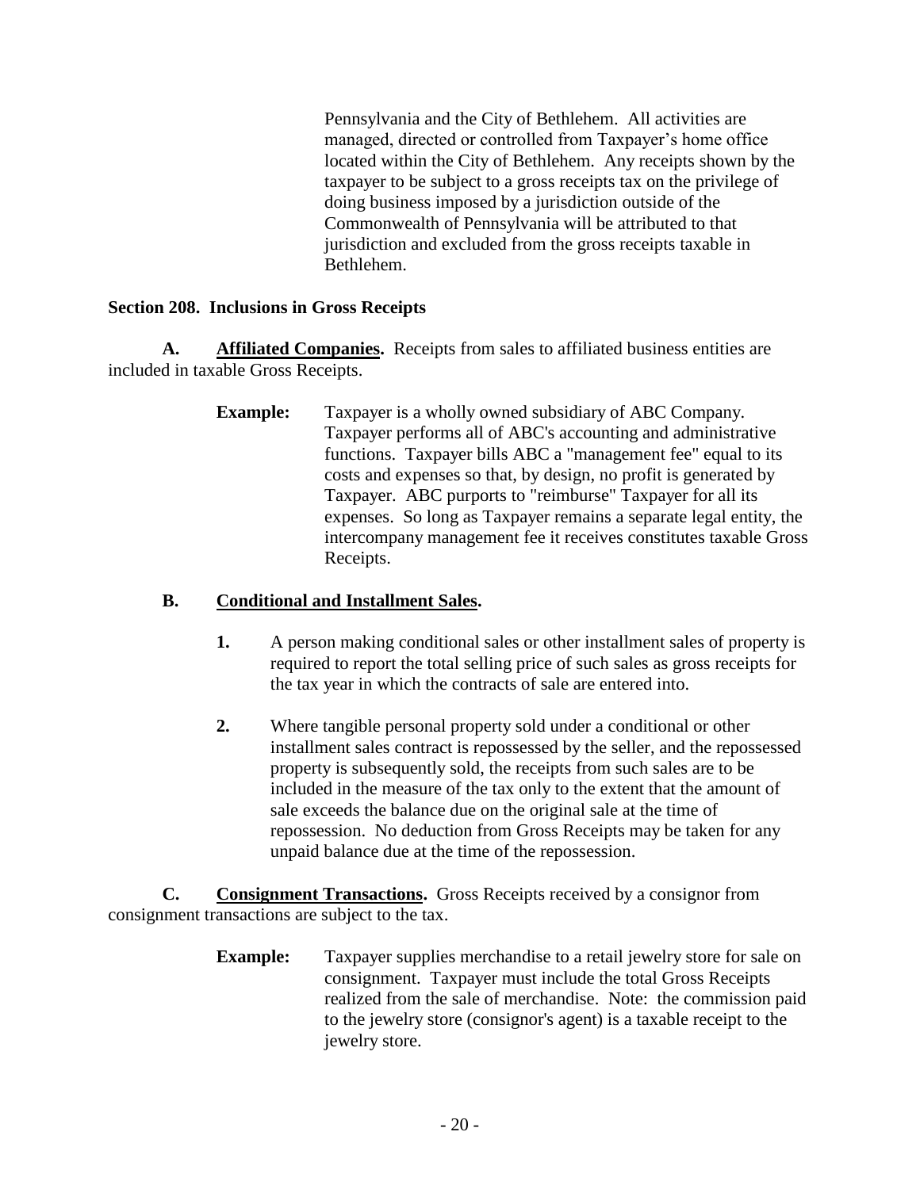Pennsylvania and the City of Bethlehem. All activities are managed, directed or controlled from Taxpayer's home office located within the City of Bethlehem. Any receipts shown by the taxpayer to be subject to a gross receipts tax on the privilege of doing business imposed by a jurisdiction outside of the Commonwealth of Pennsylvania will be attributed to that jurisdiction and excluded from the gross receipts taxable in Bethlehem.

### Section 208. Inclusions in Gross Receipts

**A. Affiliated Companies.** Receipts from sales to affiliated business entities are included in taxable Gross Receipts.

> **Example:** Taxpayer is a wholly owned subsidiary of ABC Company. Taxpayer performs all of ABC's accounting and administrative functions. Taxpayer bills ABC a "management fee" equal to its costs and expenses so that, by design, no profit is generated by Taxpayer. ABC purports to "reimburse" Taxpayer for all its expenses. So long as Taxpayer remains a separate legal entity, the intercompany management fee it receives constitutes taxable Gross Receipts.

**B. Conditional and Installment Sales.**

1. A person making conditional sales or other installment sales of property is required to report the total selling price of such sales as gross receipts for the tax year in which the contracts of sale are entered into.

2. Where tangible personal property sold under a conditional or other installment sales contract is repossessed by the seller, and the repossessed property is subsequently sold, the receipts from such sales are to be included in the measure of the tax only to the extent that the amount of sale exceeds the balance due on the original sale at the time of repossession. No deduction from Gross Receipts may be taken for any unpaid balance due at the time of the repossession.

**C. Consignment Transactions.** Gross Receipts received by a consignor from consignment transactions are subject to the tax.

> **Example:** Taxpayer supplies merchandise to a retail jewelry store for sale on consignment. Taxpayer must include the total Gross Receipts realized from the sale of merchandise. Note: the commission paid to the jewelry store (consignor's agent) is a taxable receipt to the jewelry store.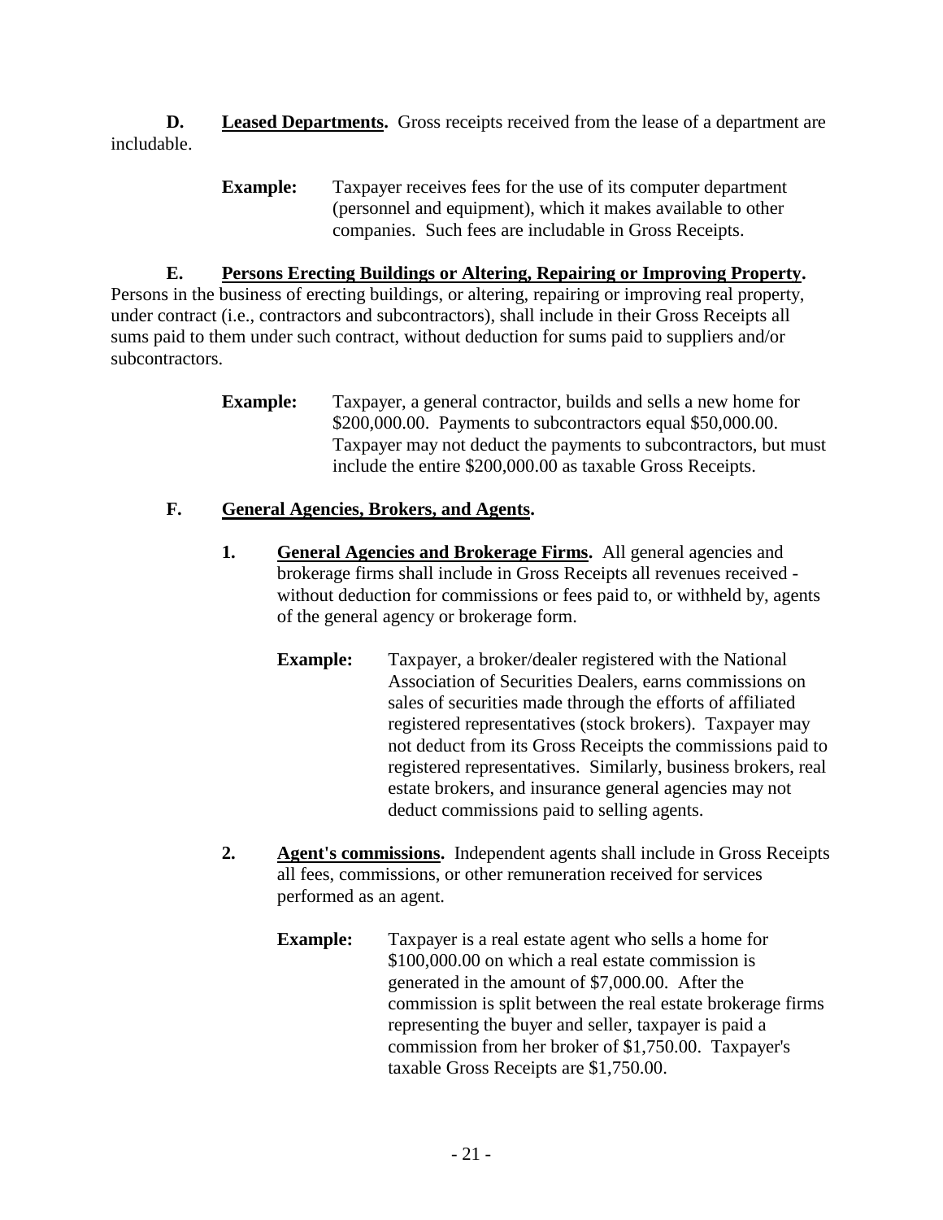**D. Leased Departments.** Gross receipts received from the lease of a department are includable.

> **Example:** Taxpayer receives fees for the use of its computer department (personnel and equipment), which it makes available to other companies. Such fees are includable in Gross Receipts.

**E. Persons Erecting Buildings or Altering, Repairing or Improving Property.** Persons in the business of erecting buildings, or altering, repairing or improving real property, under contract (i.e., contractors and subcontractors), shall include in their Gross Receipts all sums paid to them under such contract, without deduction for sums paid to suppliers and/or subcontractors.

> **Example:** Taxpayer, a general contractor, builds and sells a new home for \$200,000.00. Payments to subcontractors equal \$50,000.00. Taxpayer may not deduct the payments to subcontractors, but must include the entire \$200,000.00 as taxable Gross Receipts.

**F. General Agencies, Brokers, and Agents.**

1. **General Agencies and Brokerage Firms.** All general agencies and brokerage firms shall include in Gross Receipts all revenues received - without deduction for commissions or fees paid to, or withheld by, agents of the general agency or brokerage form.

   > **Example:** Taxpayer, a broker/dealer registered with the National Association of Securities Dealers, earns commissions on sales of securities made through the efforts of affiliated registered representatives (stock brokers). Taxpayer may not deduct from its Gross Receipts the commissions paid to registered representatives. Similarly, business brokers, real estate brokers, and insurance general agencies may not deduct commissions paid to selling agents.

2. **Agent's commissions.** Independent agents shall include in Gross Receipts all fees, commissions, or other remuneration received for services performed as an agent.

   > **Example:** Taxpayer is a real estate agent who sells a home for \$100,000.00 on which a real estate commission is generated in the amount of \$7,000.00. After the commission is split between the real estate brokerage firms representing the buyer and seller, taxpayer is paid a commission from her broker of \$1,750.00. Taxpayer's taxable Gross Receipts are \$1,750.00.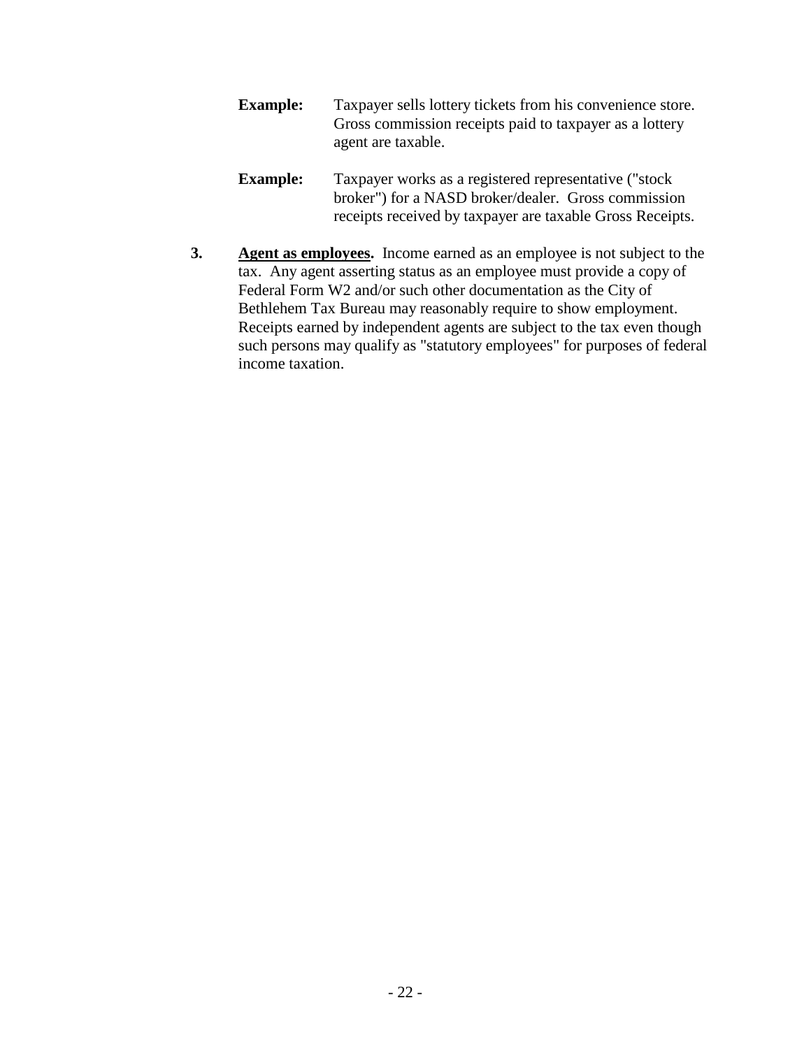**Example:** Taxpayer sells lottery tickets from his convenience store. Gross commission receipts paid to taxpayer as a lottery agent are taxable.

**Example:** Taxpayer works as a registered representative ("stock broker") for a NASD broker/dealer. Gross commission receipts received by taxpayer are taxable Gross Receipts.

**3.** **Agent as employees.** Income earned as an employee is not subject to the tax. Any agent asserting status as an employee must provide a copy of Federal Form W2 and/or such other documentation as the City of Bethlehem Tax Bureau may reasonably require to show employment. Receipts earned by independent agents are subject to the tax even though such persons may qualify as "statutory employees" for purposes of federal income taxation.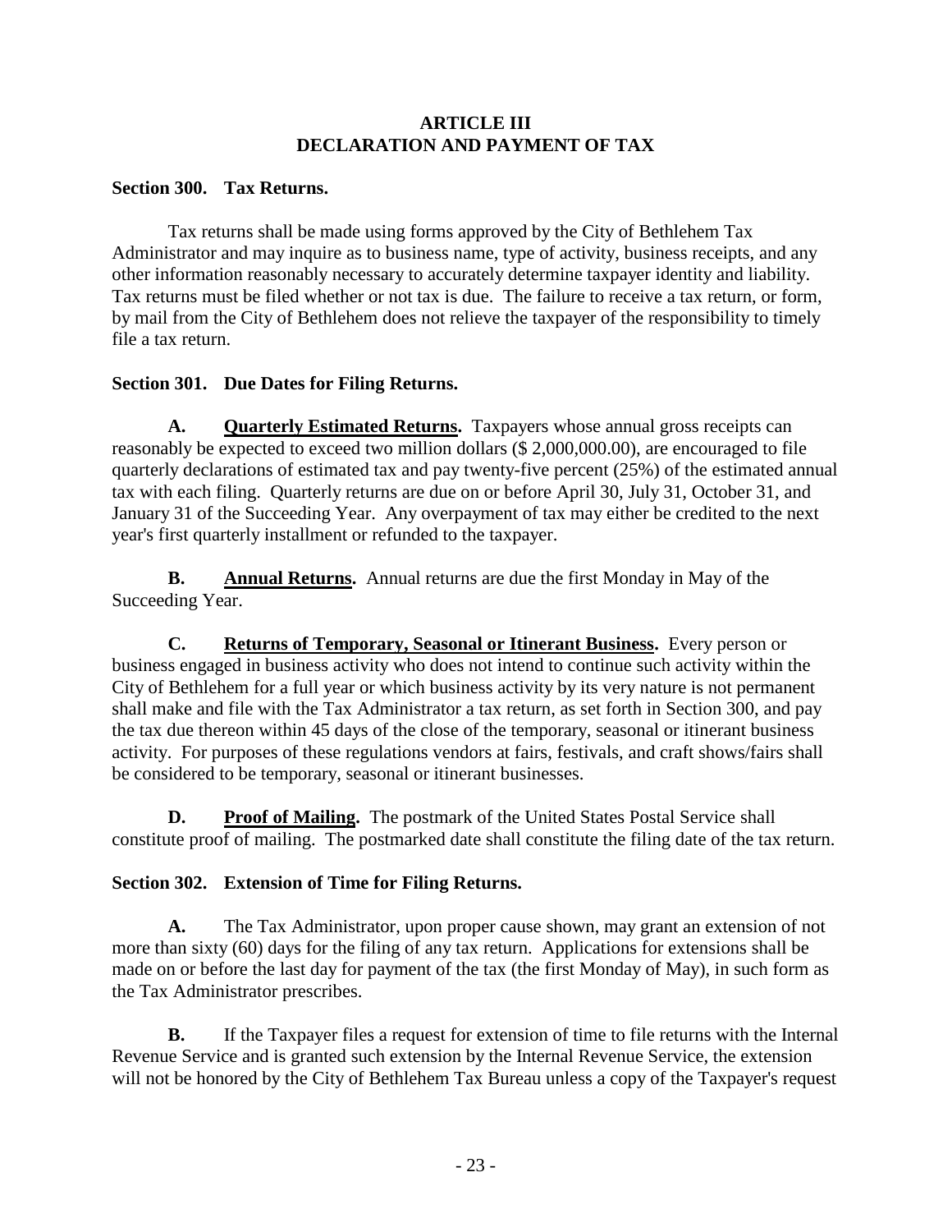## ARTICLE III
## DECLARATION AND PAYMENT OF TAX

### Section 300. Tax Returns.

Tax returns shall be made using forms approved by the City of Bethlehem Tax Administrator and may inquire as to business name, type of activity, business receipts, and any other information reasonably necessary to accurately determine taxpayer identity and liability. Tax returns must be filed whether or not tax is due. The failure to receive a tax return, or form, by mail from the City of Bethlehem does not relieve the taxpayer of the responsibility to timely file a tax return.

### Section 301. Due Dates for Filing Returns.

**A. Quarterly Estimated Returns.** Taxpayers whose annual gross receipts can reasonably be expected to exceed two million dollars ($ 2,000,000.00), are encouraged to file quarterly declarations of estimated tax and pay twenty-five percent (25%) of the estimated annual tax with each filing. Quarterly returns are due on or before April 30, July 31, October 31, and January 31 of the Succeeding Year. Any overpayment of tax may either be credited to the next year's first quarterly installment or refunded to the taxpayer.

**B. Annual Returns.** Annual returns are due the first Monday in May of the Succeeding Year.

**C. Returns of Temporary, Seasonal or Itinerant Business.** Every person or business engaged in business activity who does not intend to continue such activity within the City of Bethlehem for a full year or which business activity by its very nature is not permanent shall make and file with the Tax Administrator a tax return, as set forth in Section 300, and pay the tax due thereon within 45 days of the close of the temporary, seasonal or itinerant business activity. For purposes of these regulations vendors at fairs, festivals, and craft shows/fairs shall be considered to be temporary, seasonal or itinerant businesses.

**D. Proof of Mailing.** The postmark of the United States Postal Service shall constitute proof of mailing. The postmarked date shall constitute the filing date of the tax return.

### Section 302. Extension of Time for Filing Returns.

**A.** The Tax Administrator, upon proper cause shown, may grant an extension of not more than sixty (60) days for the filing of any tax return. Applications for extensions shall be made on or before the last day for payment of the tax (the first Monday of May), in such form as the Tax Administrator prescribes.

**B.** If the Taxpayer files a request for extension of time to file returns with the Internal Revenue Service and is granted such extension by the Internal Revenue Service, the extension will not be honored by the City of Bethlehem Tax Bureau unless a copy of the Taxpayer's request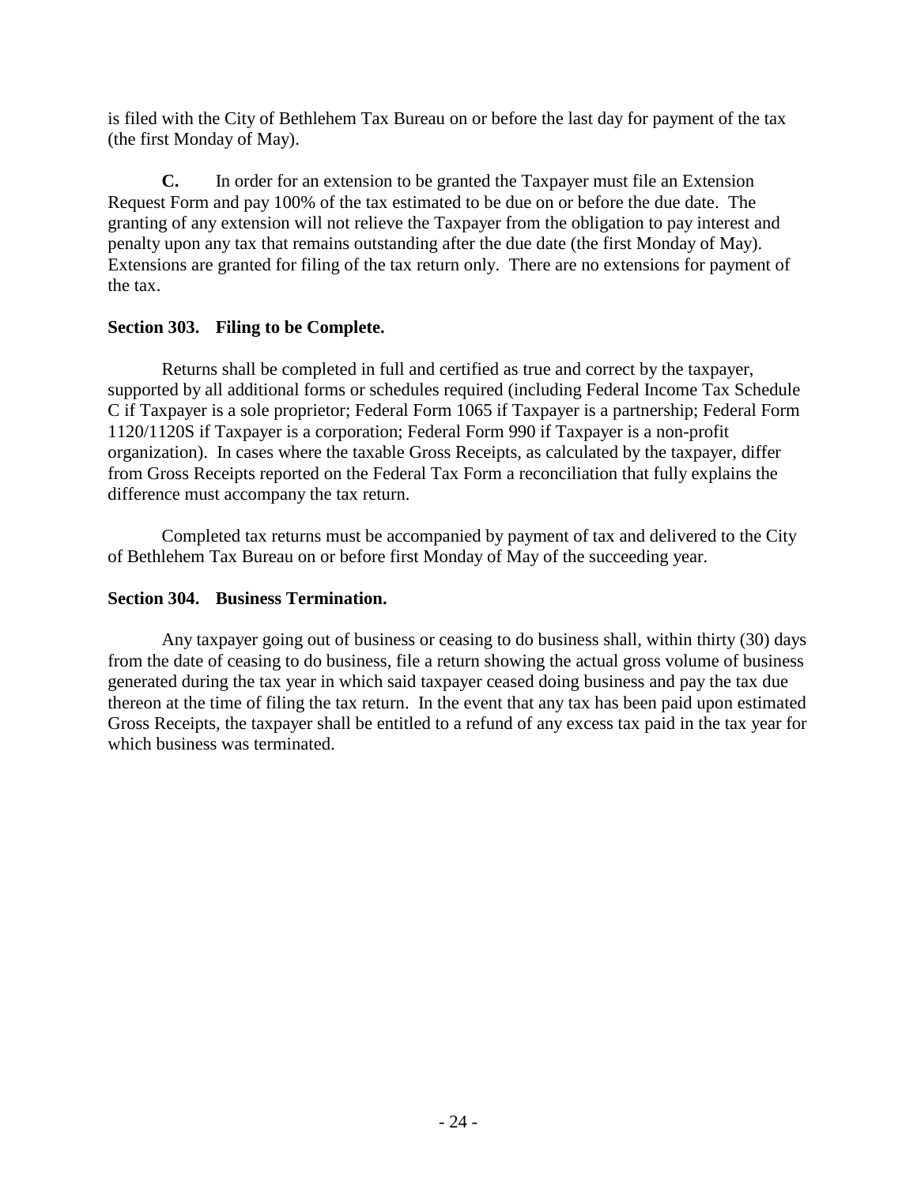is filed with the City of Bethlehem Tax Bureau on or before the last day for payment of the tax (the first Monday of May).

**C.** In order for an extension to be granted the Taxpayer must file an Extension Request Form and pay 100% of the tax estimated to be due on or before the due date. The granting of any extension will not relieve the Taxpayer from the obligation to pay interest and penalty upon any tax that remains outstanding after the due date (the first Monday of May). Extensions are granted for filing of the tax return only. There are no extensions for payment of the tax.

**Section 303. Filing to be Complete.**

Returns shall be completed in full and certified as true and correct by the taxpayer, supported by all additional forms or schedules required (including Federal Income Tax Schedule C if Taxpayer is a sole proprietor; Federal Form 1065 if Taxpayer is a partnership; Federal Form 1120/1120S if Taxpayer is a corporation; Federal Form 990 if Taxpayer is a non-profit organization). In cases where the taxable Gross Receipts, as calculated by the taxpayer, differ from Gross Receipts reported on the Federal Tax Form a reconciliation that fully explains the difference must accompany the tax return.

Completed tax returns must be accompanied by payment of tax and delivered to the City of Bethlehem Tax Bureau on or before first Monday of May of the succeeding year.

**Section 304. Business Termination.**

Any taxpayer going out of business or ceasing to do business shall, within thirty (30) days from the date of ceasing to do business, file a return showing the actual gross volume of business generated during the tax year in which said taxpayer ceased doing business and pay the tax due thereon at the time of filing the tax return. In the event that any tax has been paid upon estimated Gross Receipts, the taxpayer shall be entitled to a refund of any excess tax paid in the tax year for which business was terminated.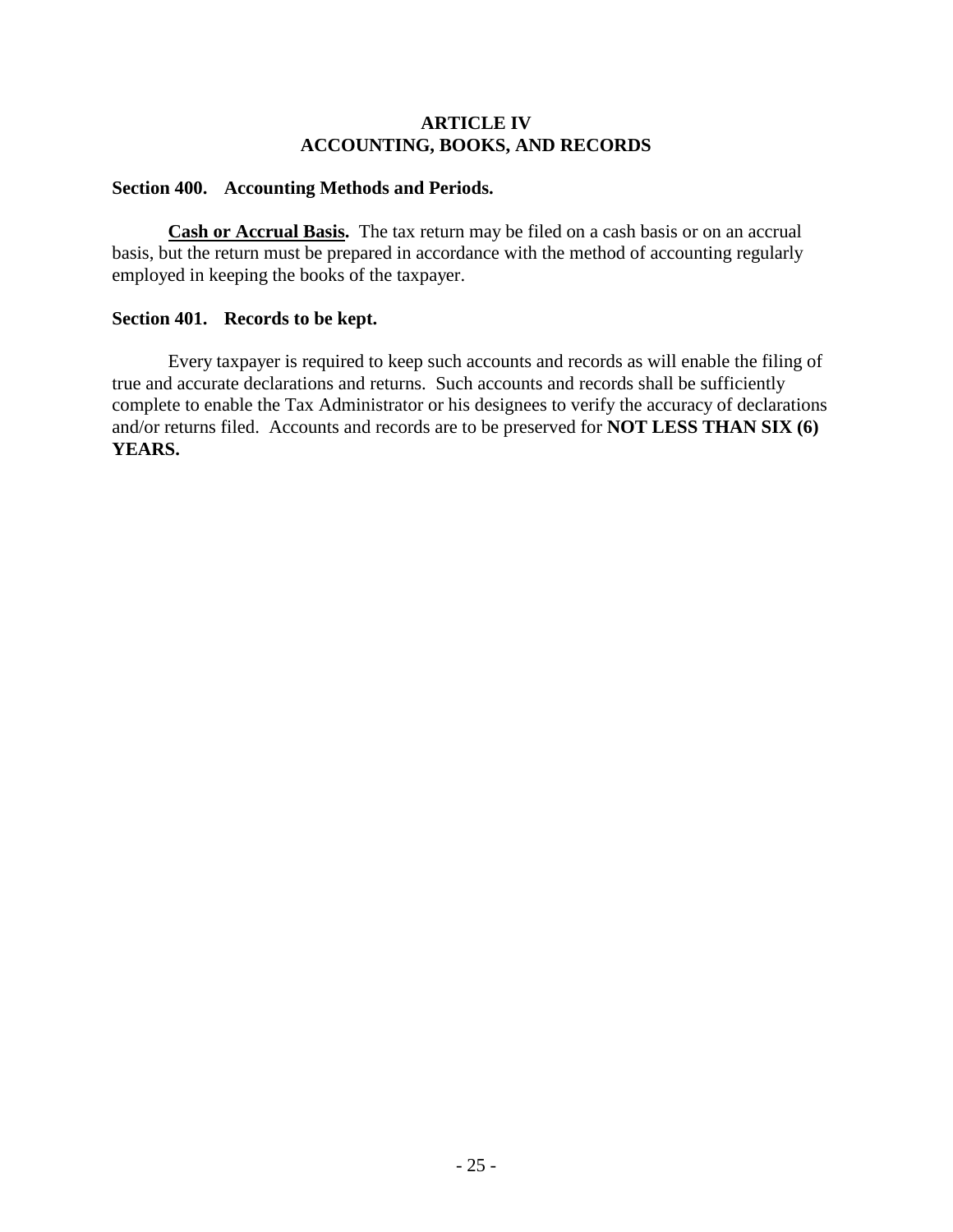# ARTICLE IV
# ACCOUNTING, BOOKS, AND RECORDS

## Section 400. Accounting Methods and Periods.

**Cash or Accrual Basis.** The tax return may be filed on a cash basis or on an accrual basis, but the return must be prepared in accordance with the method of accounting regularly employed in keeping the books of the taxpayer.

## Section 401. Records to be kept.

Every taxpayer is required to keep such accounts and records as will enable the filing of true and accurate declarations and returns. Such accounts and records shall be sufficiently complete to enable the Tax Administrator or his designees to verify the accuracy of declarations and/or returns filed. Accounts and records are to be preserved for **NOT LESS THAN SIX (6) YEARS.**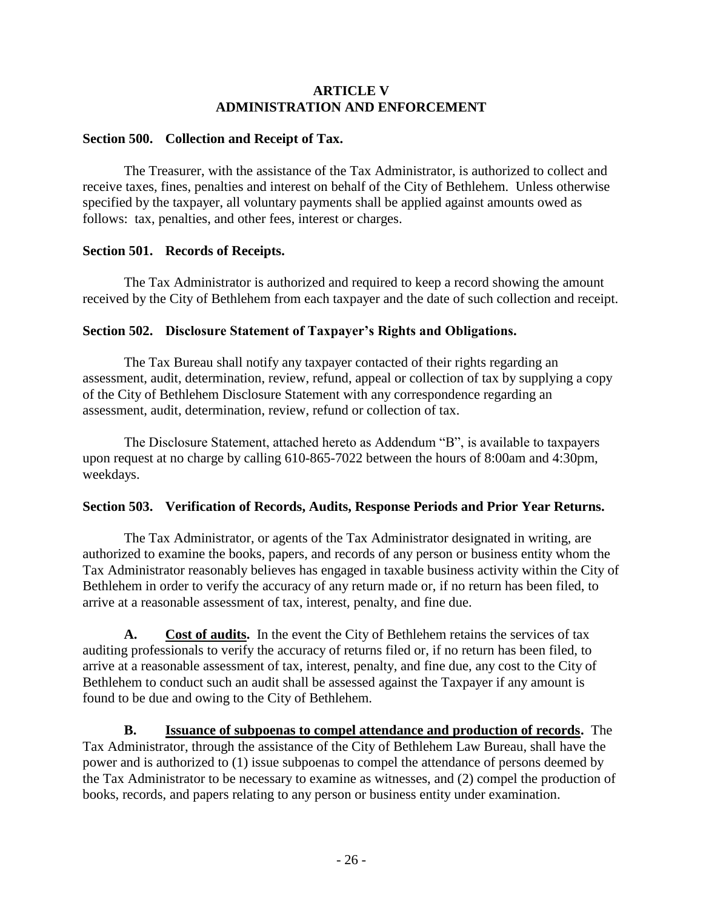# ARTICLE V
# ADMINISTRATION AND ENFORCEMENT

### Section 500. Collection and Receipt of Tax.

The Treasurer, with the assistance of the Tax Administrator, is authorized to collect and receive taxes, fines, penalties and interest on behalf of the City of Bethlehem. Unless otherwise specified by the taxpayer, all voluntary payments shall be applied against amounts owed as follows: tax, penalties, and other fees, interest or charges.

### Section 501. Records of Receipts.

The Tax Administrator is authorized and required to keep a record showing the amount received by the City of Bethlehem from each taxpayer and the date of such collection and receipt.

### Section 502. Disclosure Statement of Taxpayer's Rights and Obligations.

The Tax Bureau shall notify any taxpayer contacted of their rights regarding an assessment, audit, determination, review, refund, appeal or collection of tax by supplying a copy of the City of Bethlehem Disclosure Statement with any correspondence regarding an assessment, audit, determination, review, refund or collection of tax.

The Disclosure Statement, attached hereto as Addendum "B", is available to taxpayers upon request at no charge by calling 610-865-7022 between the hours of 8:00am and 4:30pm, weekdays.

### Section 503. Verification of Records, Audits, Response Periods and Prior Year Returns.

The Tax Administrator, or agents of the Tax Administrator designated in writing, are authorized to examine the books, papers, and records of any person or business entity whom the Tax Administrator reasonably believes has engaged in taxable business activity within the City of Bethlehem in order to verify the accuracy of any return made or, if no return has been filed, to arrive at a reasonable assessment of tax, interest, penalty, and fine due.

**A. <u>Cost of audits</u>.** In the event the City of Bethlehem retains the services of tax auditing professionals to verify the accuracy of returns filed or, if no return has been filed, to arrive at a reasonable assessment of tax, interest, penalty, and fine due, any cost to the City of Bethlehem to conduct such an audit shall be assessed against the Taxpayer if any amount is found to be due and owing to the City of Bethlehem.

**B. <u>Issuance of subpoenas to compel attendance and production of records</u>.** The Tax Administrator, through the assistance of the City of Bethlehem Law Bureau, shall have the power and is authorized to (1) issue subpoenas to compel the attendance of persons deemed by the Tax Administrator to be necessary to examine as witnesses, and (2) compel the production of books, records, and papers relating to any person or business entity under examination.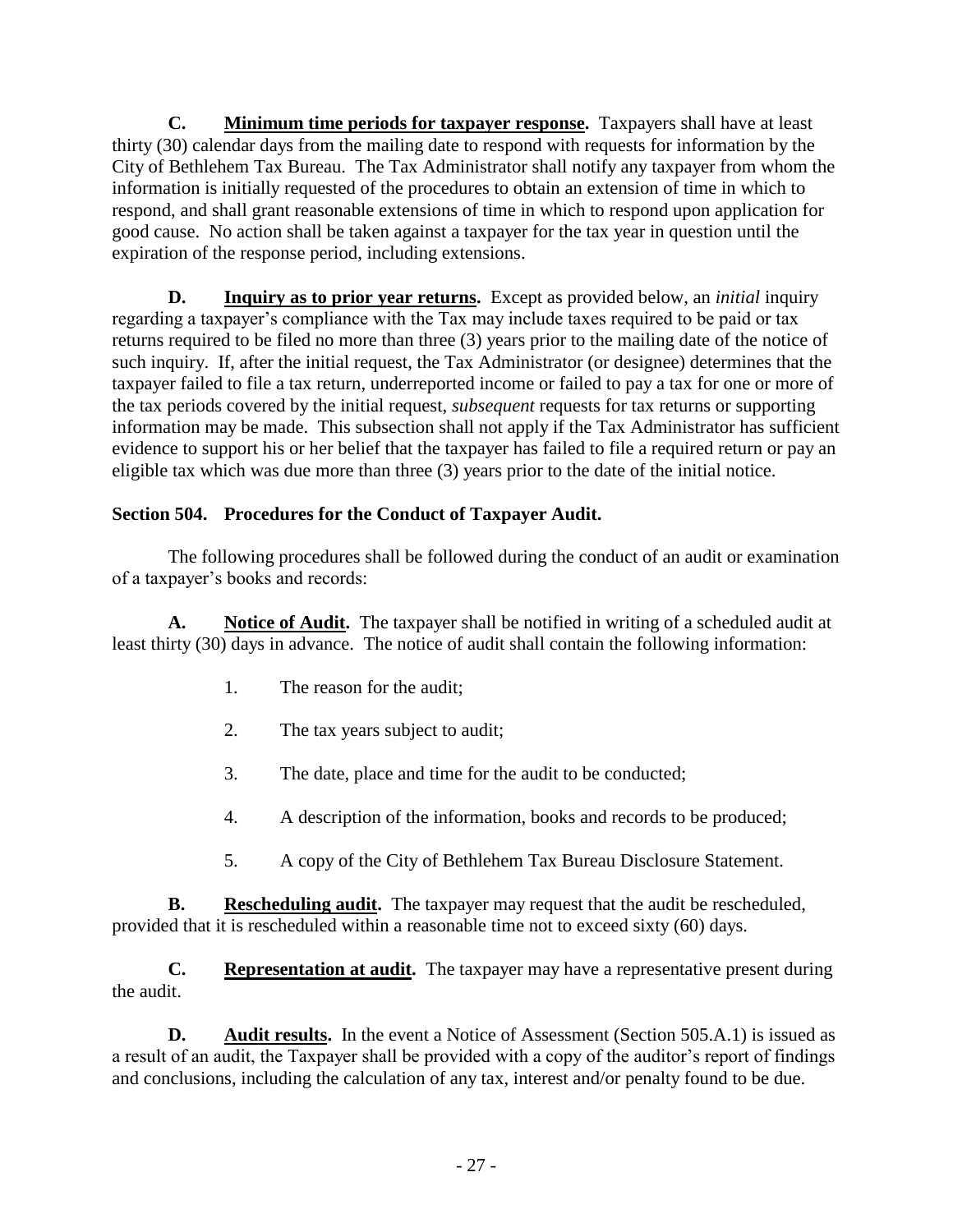**C. Minimum time periods for taxpayer response.** Taxpayers shall have at least thirty (30) calendar days from the mailing date to respond with requests for information by the City of Bethlehem Tax Bureau. The Tax Administrator shall notify any taxpayer from whom the information is initially requested of the procedures to obtain an extension of time in which to respond, and shall grant reasonable extensions of time in which to respond upon application for good cause. No action shall be taken against a taxpayer for the tax year in question until the expiration of the response period, including extensions.

**D. Inquiry as to prior year returns.** Except as provided below, an *initial* inquiry regarding a taxpayer's compliance with the Tax may include taxes required to be paid or tax returns required to be filed no more than three (3) years prior to the mailing date of the notice of such inquiry. If, after the initial request, the Tax Administrator (or designee) determines that the taxpayer failed to file a tax return, underreported income or failed to pay a tax for one or more of the tax periods covered by the initial request, *subsequent* requests for tax returns or supporting information may be made. This subsection shall not apply if the Tax Administrator has sufficient evidence to support his or her belief that the taxpayer has failed to file a required return or pay an eligible tax which was due more than three (3) years prior to the date of the initial notice.

**Section 504. Procedures for the Conduct of Taxpayer Audit.**

The following procedures shall be followed during the conduct of an audit or examination of a taxpayer's books and records:

**A. Notice of Audit.** The taxpayer shall be notified in writing of a scheduled audit at least thirty (30) days in advance. The notice of audit shall contain the following information:

1. The reason for the audit;
2. The tax years subject to audit;
3. The date, place and time for the audit to be conducted;
4. A description of the information, books and records to be produced;
5. A copy of the City of Bethlehem Tax Bureau Disclosure Statement.

**B. Rescheduling audit.** The taxpayer may request that the audit be rescheduled, provided that it is rescheduled within a reasonable time not to exceed sixty (60) days.

**C. Representation at audit.** The taxpayer may have a representative present during the audit.

**D. Audit results.** In the event a Notice of Assessment (Section 505.A.1) is issued as a result of an audit, the Taxpayer shall be provided with a copy of the auditor's report of findings and conclusions, including the calculation of any tax, interest and/or penalty found to be due.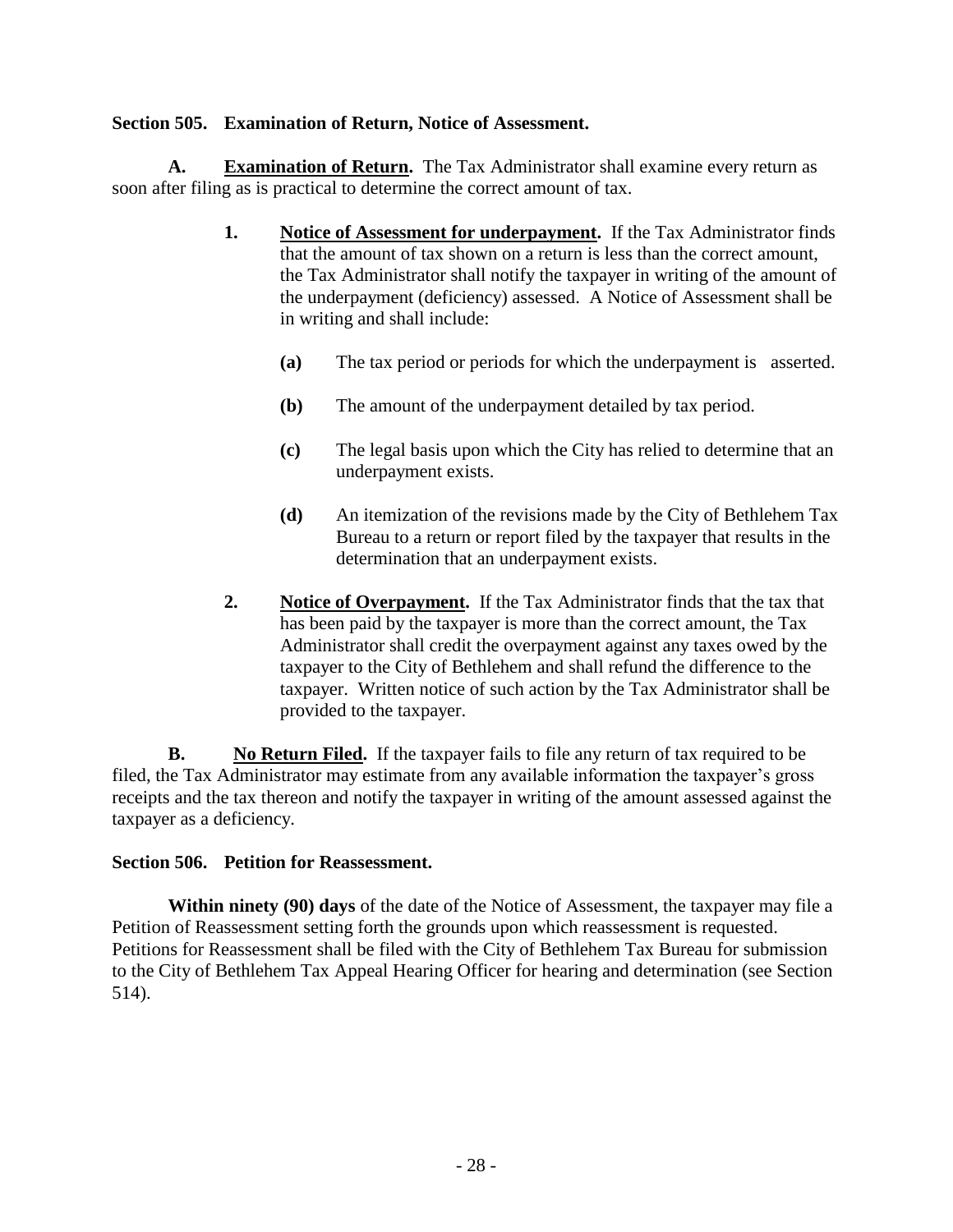**Section 505. Examination of Return, Notice of Assessment.**

**A. Examination of Return.** The Tax Administrator shall examine every return as soon after filing as is practical to determine the correct amount of tax.

1. **Notice of Assessment for underpayment.** If the Tax Administrator finds that the amount of tax shown on a return is less than the correct amount, the Tax Administrator shall notify the taxpayer in writing of the amount of the underpayment (deficiency) assessed. A Notice of Assessment shall be in writing and shall include:

   **(a)** The tax period or periods for which the underpayment is asserted.

   **(b)** The amount of the underpayment detailed by tax period.

   **(c)** The legal basis upon which the City has relied to determine that an underpayment exists.

   **(d)** An itemization of the revisions made by the City of Bethlehem Tax Bureau to a return or report filed by the taxpayer that results in the determination that an underpayment exists.

2. **Notice of Overpayment.** If the Tax Administrator finds that the tax that has been paid by the taxpayer is more than the correct amount, the Tax Administrator shall credit the overpayment against any taxes owed by the taxpayer to the City of Bethlehem and shall refund the difference to the taxpayer. Written notice of such action by the Tax Administrator shall be provided to the taxpayer.

**B. No Return Filed.** If the taxpayer fails to file any return of tax required to be filed, the Tax Administrator may estimate from any available information the taxpayer's gross receipts and the tax thereon and notify the taxpayer in writing of the amount assessed against the taxpayer as a deficiency.

**Section 506. Petition for Reassessment.**

**Within ninety (90) days** of the date of the Notice of Assessment, the taxpayer may file a Petition of Reassessment setting forth the grounds upon which reassessment is requested. Petitions for Reassessment shall be filed with the City of Bethlehem Tax Bureau for submission to the City of Bethlehem Tax Appeal Hearing Officer for hearing and determination (see Section 514).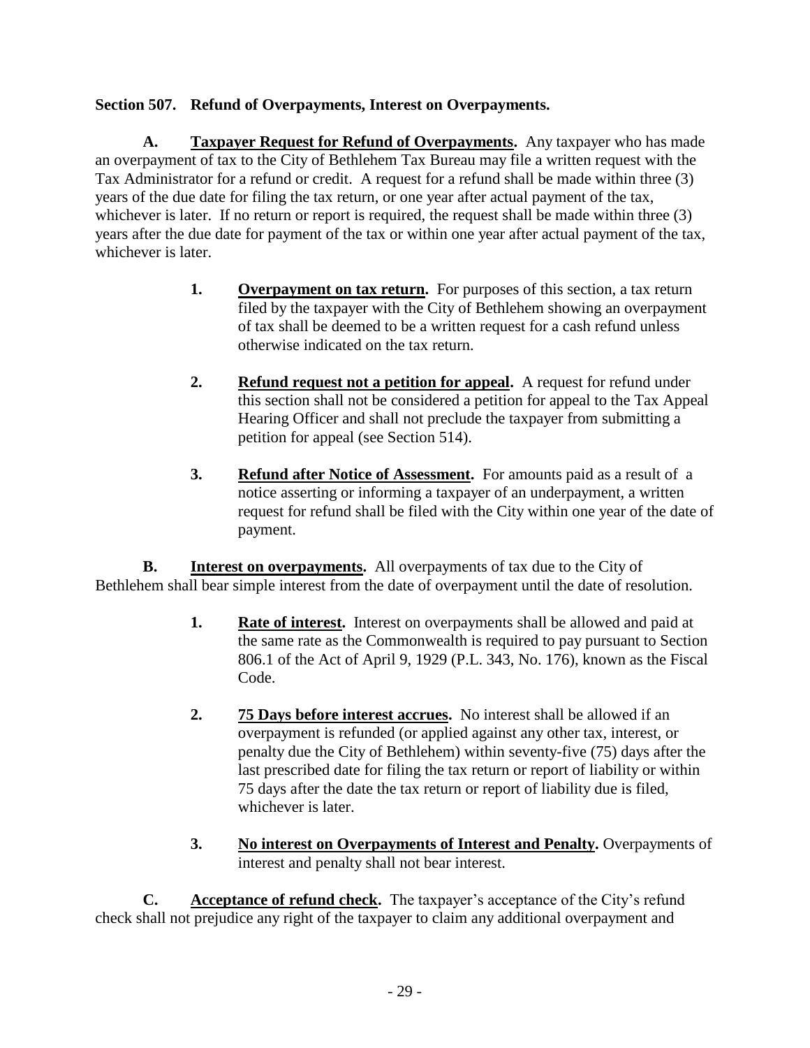**Section 507. Refund of Overpayments, Interest on Overpayments.**

**A. <u>Taxpayer Request for Refund of Overpayments</u>.** Any taxpayer who has made an overpayment of tax to the City of Bethlehem Tax Bureau may file a written request with the Tax Administrator for a refund or credit. A request for a refund shall be made within three (3) years of the due date for filing the tax return, or one year after actual payment of the tax, whichever is later. If no return or report is required, the request shall be made within three (3) years after the due date for payment of the tax or within one year after actual payment of the tax, whichever is later.

> **1. <u>Overpayment on tax return</u>.** For purposes of this section, a tax return filed by the taxpayer with the City of Bethlehem showing an overpayment of tax shall be deemed to be a written request for a cash refund unless otherwise indicated on the tax return.
>
> **2. <u>Refund request not a petition for appeal</u>.** A request for refund under this section shall not be considered a petition for appeal to the Tax Appeal Hearing Officer and shall not preclude the taxpayer from submitting a petition for appeal (see Section 514).
>
> **3. <u>Refund after Notice of Assessment</u>.** For amounts paid as a result of a notice asserting or informing a taxpayer of an underpayment, a written request for refund shall be filed with the City within one year of the date of payment.

**B. <u>Interest on overpayments</u>.** All overpayments of tax due to the City of Bethlehem shall bear simple interest from the date of overpayment until the date of resolution.

> **1. <u>Rate of interest</u>.** Interest on overpayments shall be allowed and paid at the same rate as the Commonwealth is required to pay pursuant to Section 806.1 of the Act of April 9, 1929 (P.L. 343, No. 176), known as the Fiscal Code.
>
> **2. <u>75 Days before interest accrues</u>.** No interest shall be allowed if an overpayment is refunded (or applied against any other tax, interest, or penalty due the City of Bethlehem) within seventy-five (75) days after the last prescribed date for filing the tax return or report of liability or within 75 days after the date the tax return or report of liability due is filed, whichever is later.
>
> **3. <u>No interest on Overpayments of Interest and Penalty</u>.** Overpayments of interest and penalty shall not bear interest.

**C. <u>Acceptance of refund check</u>.** The taxpayer's acceptance of the City's refund check shall not prejudice any right of the taxpayer to claim any additional overpayment and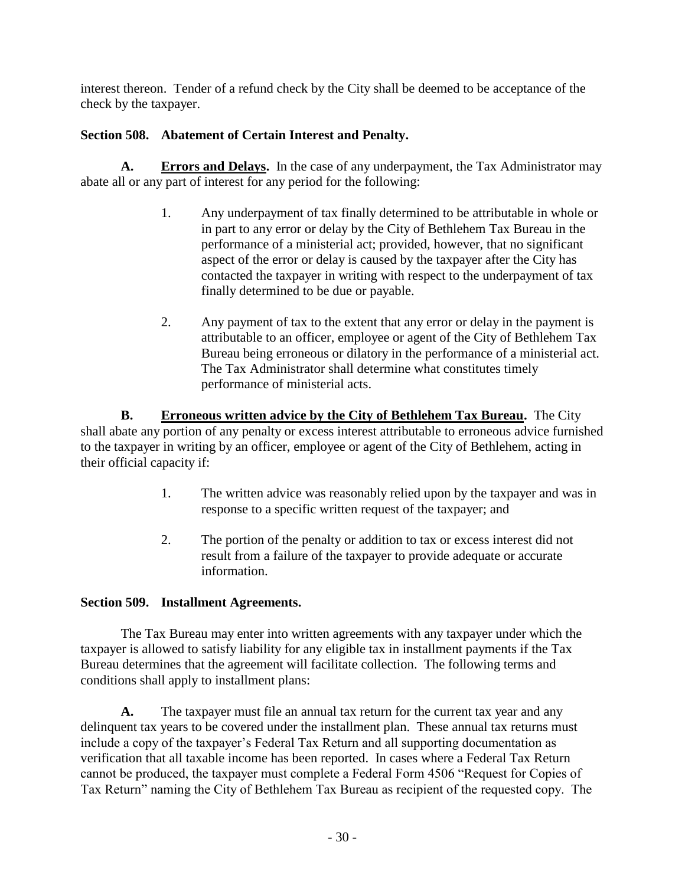interest thereon. Tender of a refund check by the City shall be deemed to be acceptance of the check by the taxpayer.

**Section 508. Abatement of Certain Interest and Penalty.**

**A. Errors and Delays.** In the case of any underpayment, the Tax Administrator may abate all or any part of interest for any period for the following:

1. Any underpayment of tax finally determined to be attributable in whole or in part to any error or delay by the City of Bethlehem Tax Bureau in the performance of a ministerial act; provided, however, that no significant aspect of the error or delay is caused by the taxpayer after the City has contacted the taxpayer in writing with respect to the underpayment of tax finally determined to be due or payable.

2. Any payment of tax to the extent that any error or delay in the payment is attributable to an officer, employee or agent of the City of Bethlehem Tax Bureau being erroneous or dilatory in the performance of a ministerial act. The Tax Administrator shall determine what constitutes timely performance of ministerial acts.

**B. Erroneous written advice by the City of Bethlehem Tax Bureau.** The City shall abate any portion of any penalty or excess interest attributable to erroneous advice furnished to the taxpayer in writing by an officer, employee or agent of the City of Bethlehem, acting in their official capacity if:

1. The written advice was reasonably relied upon by the taxpayer and was in response to a specific written request of the taxpayer; and

2. The portion of the penalty or addition to tax or excess interest did not result from a failure of the taxpayer to provide adequate or accurate information.

**Section 509. Installment Agreements.**

The Tax Bureau may enter into written agreements with any taxpayer under which the taxpayer is allowed to satisfy liability for any eligible tax in installment payments if the Tax Bureau determines that the agreement will facilitate collection. The following terms and conditions shall apply to installment plans:

**A.** The taxpayer must file an annual tax return for the current tax year and any delinquent tax years to be covered under the installment plan. These annual tax returns must include a copy of the taxpayer's Federal Tax Return and all supporting documentation as verification that all taxable income has been reported. In cases where a Federal Tax Return cannot be produced, the taxpayer must complete a Federal Form 4506 "Request for Copies of Tax Return" naming the City of Bethlehem Tax Bureau as recipient of the requested copy. The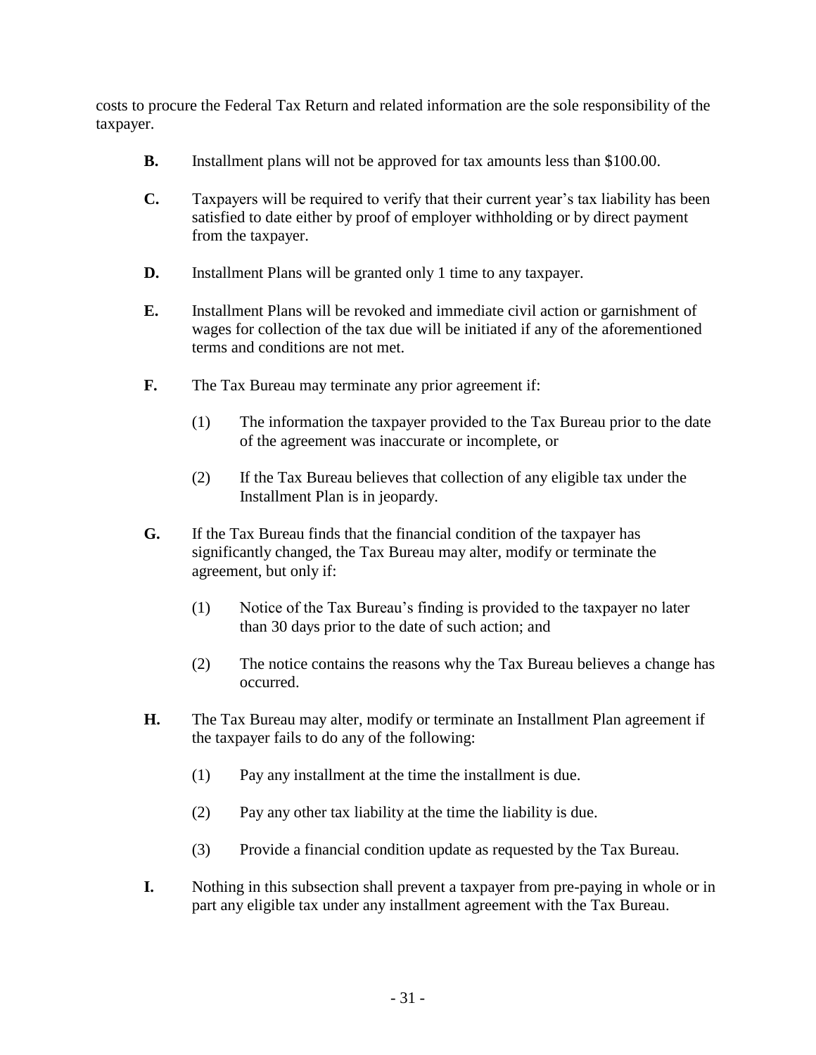costs to procure the Federal Tax Return and related information are the sole responsibility of the taxpayer.

**B.** Installment plans will not be approved for tax amounts less than $100.00.

**C.** Taxpayers will be required to verify that their current year's tax liability has been satisfied to date either by proof of employer withholding or by direct payment from the taxpayer.

**D.** Installment Plans will be granted only 1 time to any taxpayer.

**E.** Installment Plans will be revoked and immediate civil action or garnishment of wages for collection of the tax due will be initiated if any of the aforementioned terms and conditions are not met.

**F.** The Tax Bureau may terminate any prior agreement if:

(1) The information the taxpayer provided to the Tax Bureau prior to the date of the agreement was inaccurate or incomplete, or

(2) If the Tax Bureau believes that collection of any eligible tax under the Installment Plan is in jeopardy.

**G.** If the Tax Bureau finds that the financial condition of the taxpayer has significantly changed, the Tax Bureau may alter, modify or terminate the agreement, but only if:

(1) Notice of the Tax Bureau's finding is provided to the taxpayer no later than 30 days prior to the date of such action; and

(2) The notice contains the reasons why the Tax Bureau believes a change has occurred.

**H.** The Tax Bureau may alter, modify or terminate an Installment Plan agreement if the taxpayer fails to do any of the following:

(1) Pay any installment at the time the installment is due.

(2) Pay any other tax liability at the time the liability is due.

(3) Provide a financial condition update as requested by the Tax Bureau.

**I.** Nothing in this subsection shall prevent a taxpayer from pre-paying in whole or in part any eligible tax under any installment agreement with the Tax Bureau.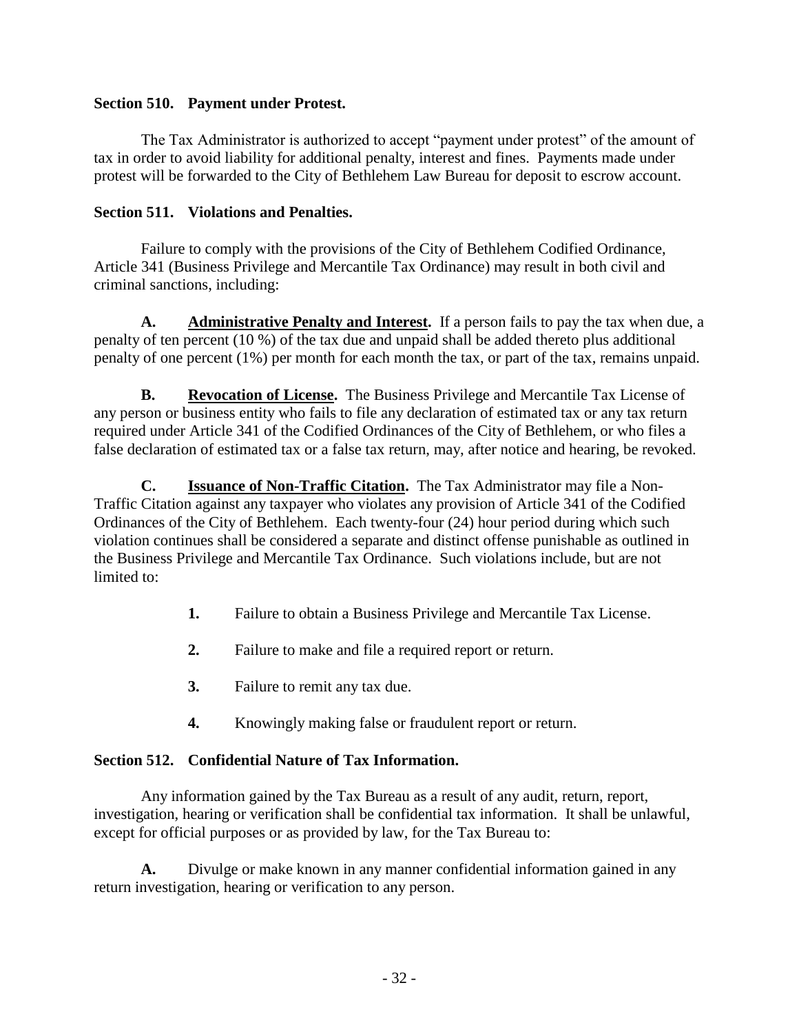### Section 510. Payment under Protest.

The Tax Administrator is authorized to accept "payment under protest" of the amount of tax in order to avoid liability for additional penalty, interest and fines. Payments made under protest will be forwarded to the City of Bethlehem Law Bureau for deposit to escrow account.

### Section 511. Violations and Penalties.

Failure to comply with the provisions of the City of Bethlehem Codified Ordinance, Article 341 (Business Privilege and Mercantile Tax Ordinance) may result in both civil and criminal sanctions, including:

**A. <u>Administrative Penalty and Interest</u>.** If a person fails to pay the tax when due, a penalty of ten percent (10 %) of the tax due and unpaid shall be added thereto plus additional penalty of one percent (1%) per month for each month the tax, or part of the tax, remains unpaid.

**B. <u>Revocation of License</u>.** The Business Privilege and Mercantile Tax License of any person or business entity who fails to file any declaration of estimated tax or any tax return required under Article 341 of the Codified Ordinances of the City of Bethlehem, or who files a false declaration of estimated tax or a false tax return, may, after notice and hearing, be revoked.

**C. <u>Issuance of Non-Traffic Citation</u>.** The Tax Administrator may file a Non-Traffic Citation against any taxpayer who violates any provision of Article 341 of the Codified Ordinances of the City of Bethlehem. Each twenty-four (24) hour period during which such violation continues shall be considered a separate and distinct offense punishable as outlined in the Business Privilege and Mercantile Tax Ordinance. Such violations include, but are not limited to:

**1.** Failure to obtain a Business Privilege and Mercantile Tax License.

**2.** Failure to make and file a required report or return.

**3.** Failure to remit any tax due.

**4.** Knowingly making false or fraudulent report or return.

### Section 512. Confidential Nature of Tax Information.

Any information gained by the Tax Bureau as a result of any audit, return, report, investigation, hearing or verification shall be confidential tax information. It shall be unlawful, except for official purposes or as provided by law, for the Tax Bureau to:

**A.** Divulge or make known in any manner confidential information gained in any return investigation, hearing or verification to any person.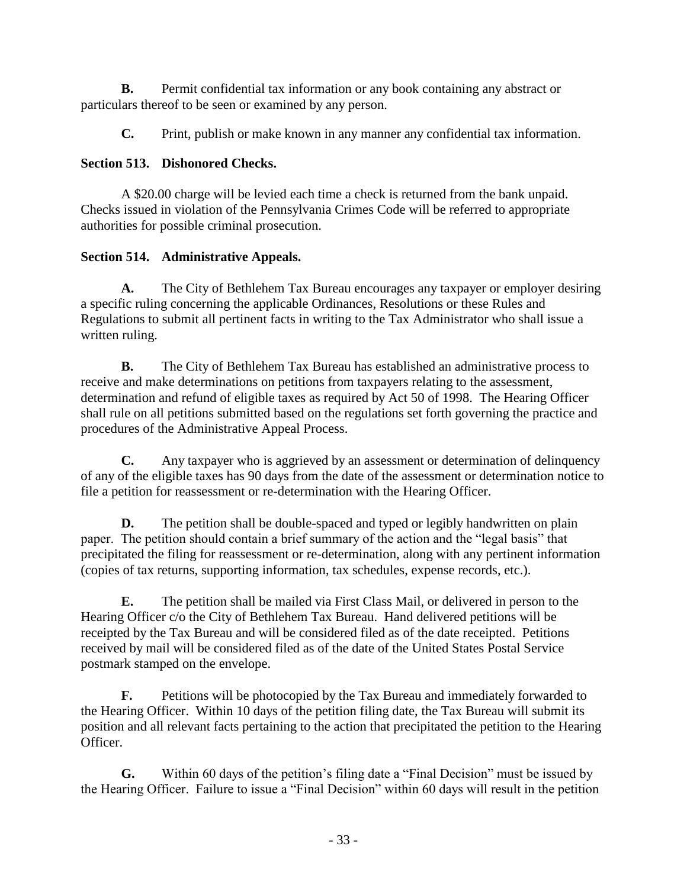**B.** Permit confidential tax information or any book containing any abstract or particulars thereof to be seen or examined by any person.

**C.** Print, publish or make known in any manner any confidential tax information.

### Section 513. Dishonored Checks.

A $20.00 charge will be levied each time a check is returned from the bank unpaid. Checks issued in violation of the Pennsylvania Crimes Code will be referred to appropriate authorities for possible criminal prosecution.

### Section 514. Administrative Appeals.

**A.** The City of Bethlehem Tax Bureau encourages any taxpayer or employer desiring a specific ruling concerning the applicable Ordinances, Resolutions or these Rules and Regulations to submit all pertinent facts in writing to the Tax Administrator who shall issue a written ruling.

**B.** The City of Bethlehem Tax Bureau has established an administrative process to receive and make determinations on petitions from taxpayers relating to the assessment, determination and refund of eligible taxes as required by Act 50 of 1998. The Hearing Officer shall rule on all petitions submitted based on the regulations set forth governing the practice and procedures of the Administrative Appeal Process.

**C.** Any taxpayer who is aggrieved by an assessment or determination of delinquency of any of the eligible taxes has 90 days from the date of the assessment or determination notice to file a petition for reassessment or re-determination with the Hearing Officer.

**D.** The petition shall be double-spaced and typed or legibly handwritten on plain paper. The petition should contain a brief summary of the action and the "legal basis" that precipitated the filing for reassessment or re-determination, along with any pertinent information (copies of tax returns, supporting information, tax schedules, expense records, etc.).

**E.** The petition shall be mailed via First Class Mail, or delivered in person to the Hearing Officer c/o the City of Bethlehem Tax Bureau. Hand delivered petitions will be receipted by the Tax Bureau and will be considered filed as of the date receipted. Petitions received by mail will be considered filed as of the date of the United States Postal Service postmark stamped on the envelope.

**F.** Petitions will be photocopied by the Tax Bureau and immediately forwarded to the Hearing Officer. Within 10 days of the petition filing date, the Tax Bureau will submit its position and all relevant facts pertaining to the action that precipitated the petition to the Hearing Officer.

**G.** Within 60 days of the petition's filing date a "Final Decision" must be issued by the Hearing Officer. Failure to issue a "Final Decision" within 60 days will result in the petition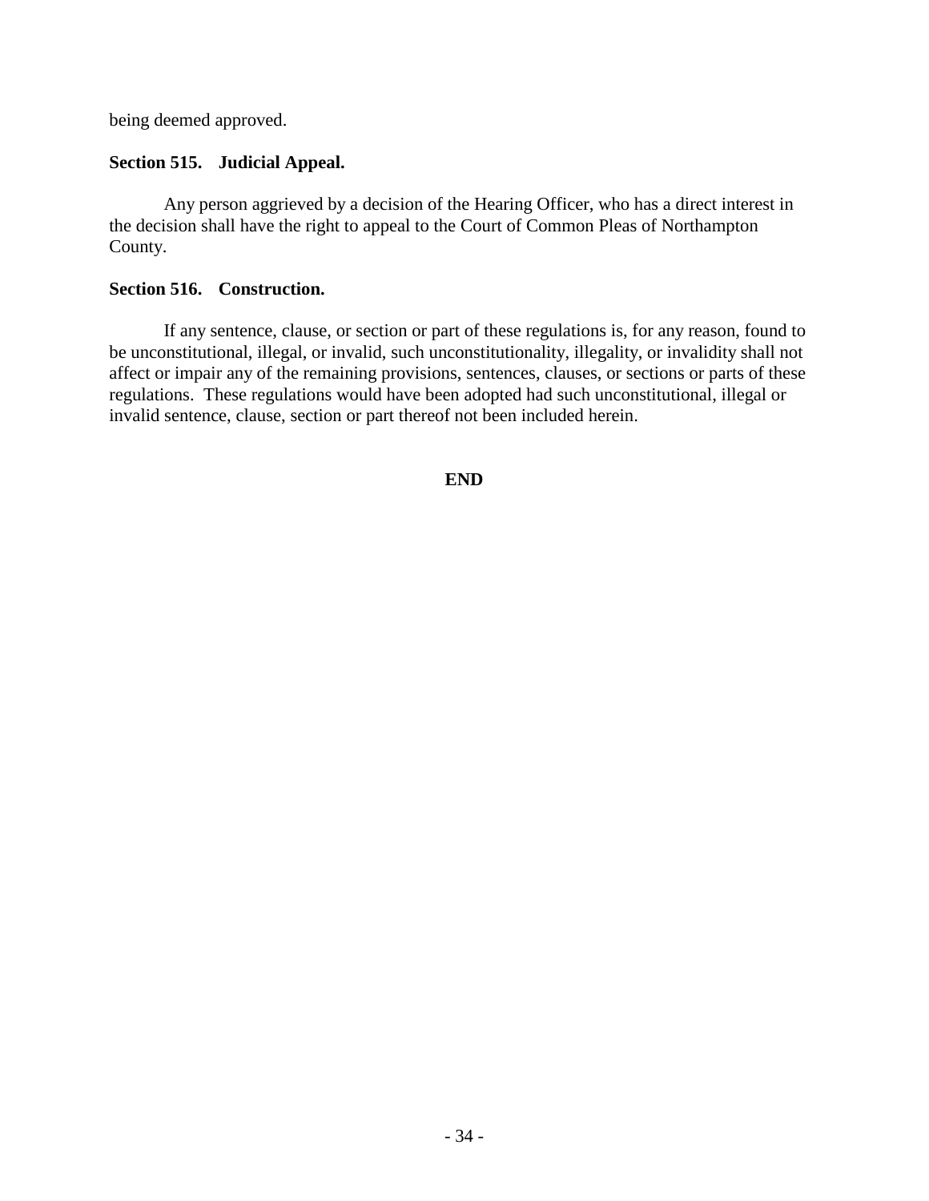being deemed approved.

**Section 515. Judicial Appeal.**

Any person aggrieved by a decision of the Hearing Officer, who has a direct interest in the decision shall have the right to appeal to the Court of Common Pleas of Northampton County.

**Section 516. Construction.**

If any sentence, clause, or section or part of these regulations is, for any reason, found to be unconstitutional, illegal, or invalid, such unconstitutionality, illegality, or invalidity shall not affect or impair any of the remaining provisions, sentences, clauses, or sections or parts of these regulations. These regulations would have been adopted had such unconstitutional, illegal or invalid sentence, clause, section or part thereof not been included herein.

**END**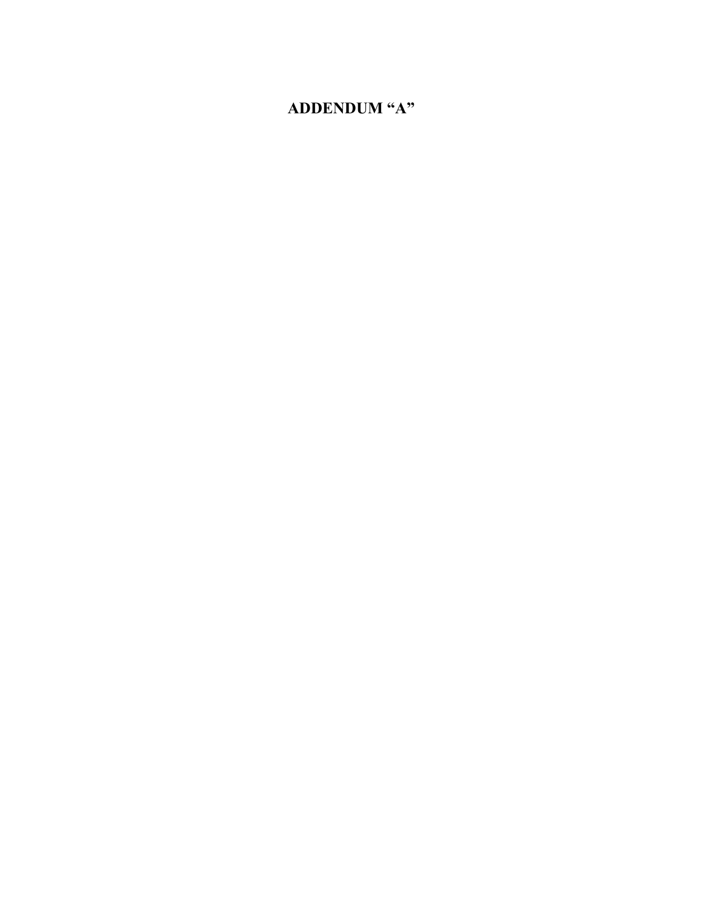# ADDENDUM "A"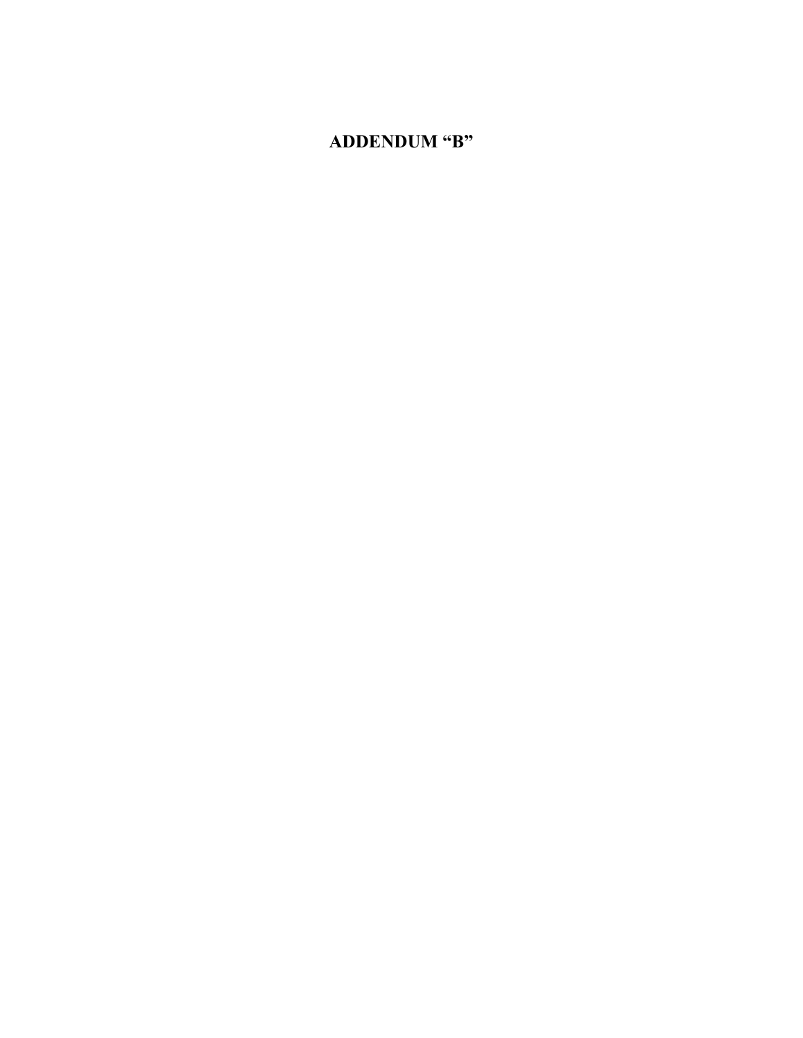# ADDENDUM "B"